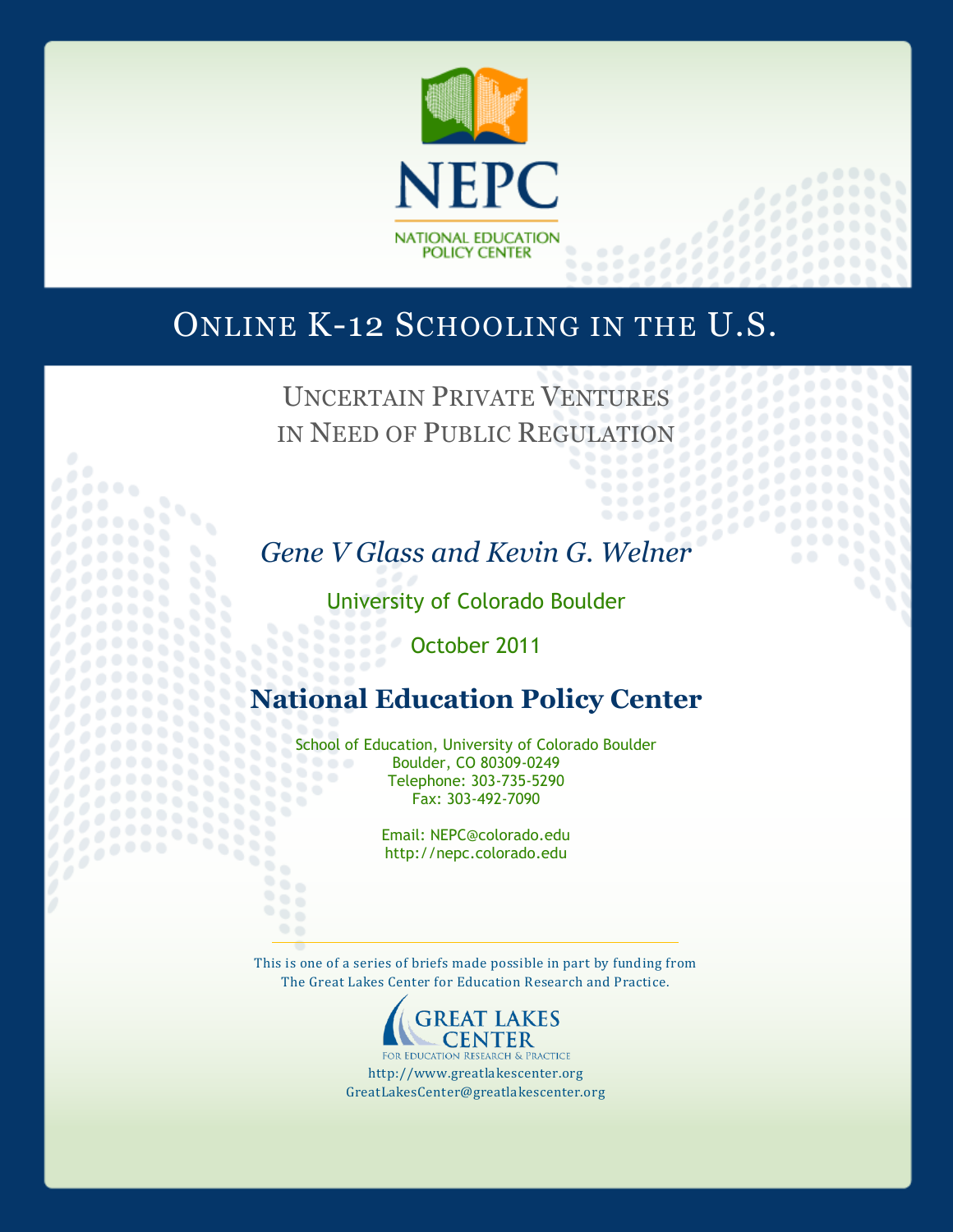NEPC

NATIONAL EDUCATION POLICY CENTER

# Online K-12 Schooling in the U.S.

## Uncertain Private Ventures in Need of Public Regulation

*Gene V Glass and Kevin G. Welner*

University of Colorado Boulder

October 2011

**National Education Policy Center**

School of Education, University of Colorado Boulder
Boulder, CO 80309-0249
Telephone: 303-735-5290
Fax: 303-492-7090

Email: NEPC@colorado.edu
http://nepc.colorado.edu

This is one of a series of briefs made possible in part by funding from The Great Lakes Center for Education Research and Practice.

GREAT LAKES CENTER
FOR EDUCATION RESEARCH & PRACTICE

http://www.greatlakescenter.org
GreatLakesCenter@greatlakescenter.org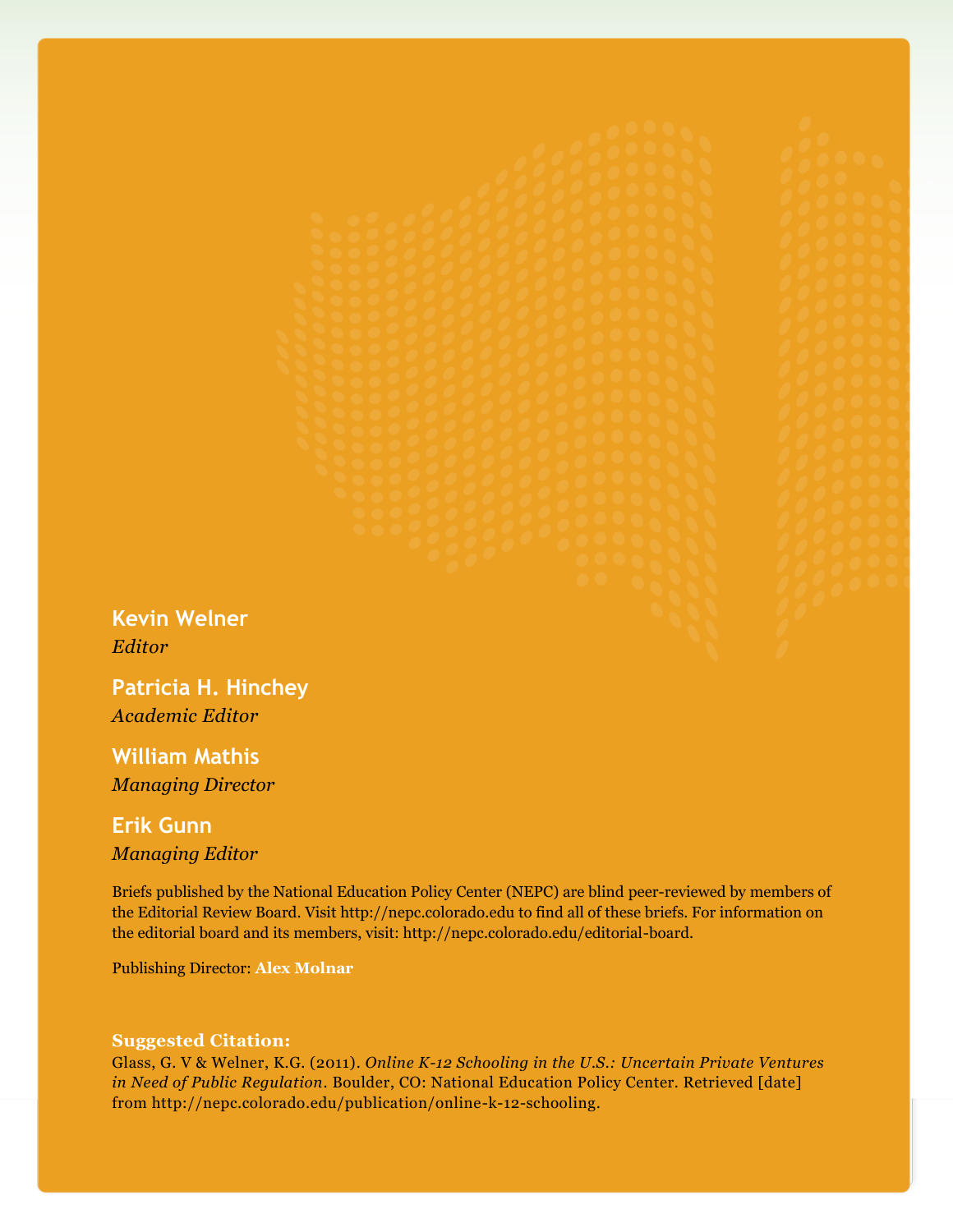**Kevin Welner**
*Editor*

**Patricia H. Hinchey**
*Academic Editor*

**William Mathis**
*Managing Director*

**Erik Gunn**
*Managing Editor*

Briefs published by the National Education Policy Center (NEPC) are blind peer-reviewed by members of the Editorial Review Board. Visit http://nepc.colorado.edu to find all of these briefs. For information on the editorial board and its members, visit: http://nepc.colorado.edu/editorial-board.

Publishing Director: **Alex Molnar**

**Suggested Citation:**
Glass, G. V & Welner, K.G. (2011). *Online K-12 Schooling in the U.S.: Uncertain Private Ventures in Need of Public Regulation*. Boulder, CO: National Education Policy Center. Retrieved [date] from http://nepc.colorado.edu/publication/online-k-12-schooling.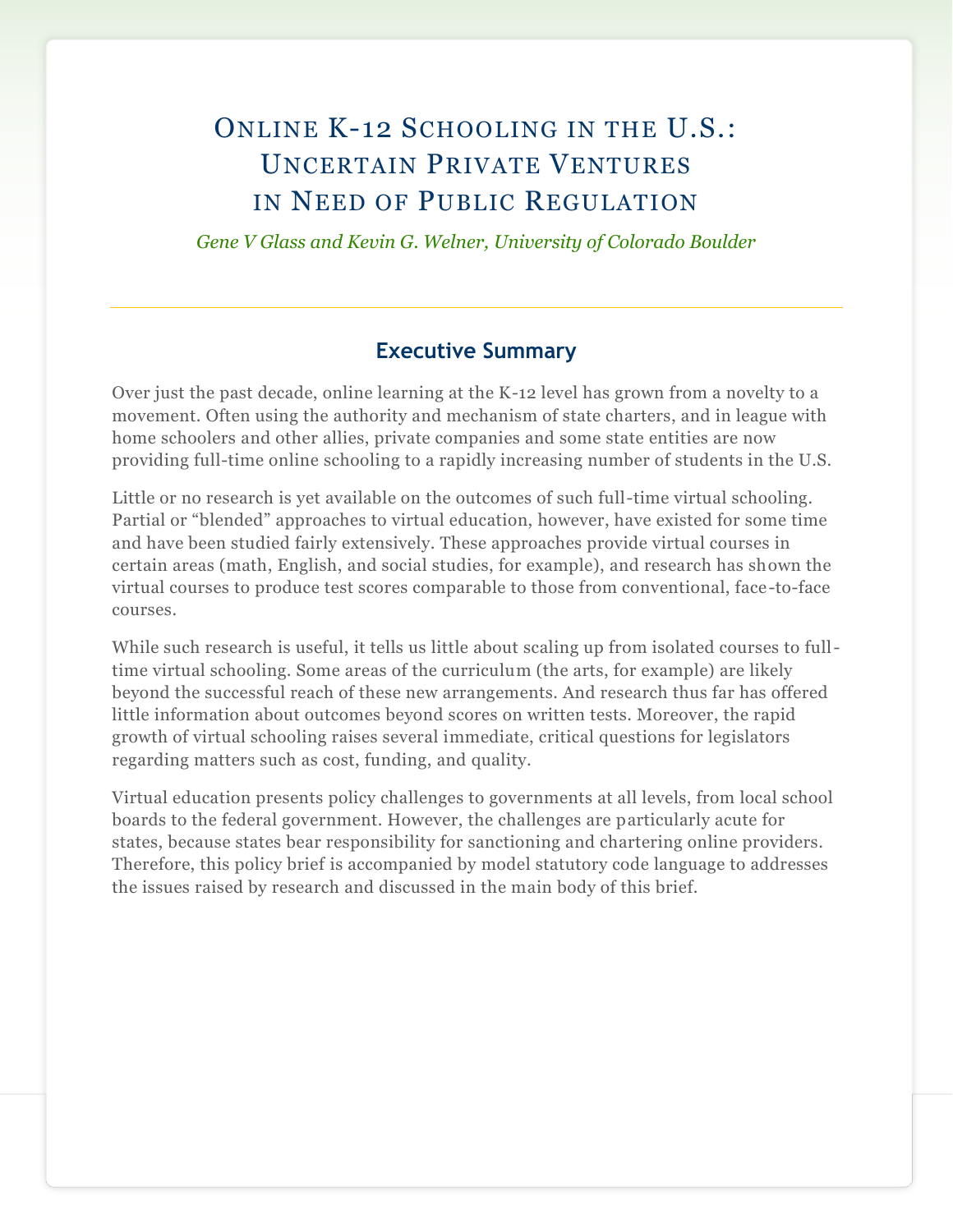# Online K-12 Schooling in the U.S.: Uncertain Private Ventures in Need of Public Regulation

*Gene V Glass and Kevin G. Welner, University of Colorado Boulder*

## Executive Summary

Over just the past decade, online learning at the K-12 level has grown from a novelty to a movement. Often using the authority and mechanism of state charters, and in league with home schoolers and other allies, private companies and some state entities are now providing full-time online schooling to a rapidly increasing number of students in the U.S.

Little or no research is yet available on the outcomes of such full-time virtual schooling. Partial or "blended" approaches to virtual education, however, have existed for some time and have been studied fairly extensively. These approaches provide virtual courses in certain areas (math, English, and social studies, for example), and research has shown the virtual courses to produce test scores comparable to those from conventional, face-to-face courses.

While such research is useful, it tells us little about scaling up from isolated courses to full-time virtual schooling. Some areas of the curriculum (the arts, for example) are likely beyond the successful reach of these new arrangements. And research thus far has offered little information about outcomes beyond scores on written tests. Moreover, the rapid growth of virtual schooling raises several immediate, critical questions for legislators regarding matters such as cost, funding, and quality.

Virtual education presents policy challenges to governments at all levels, from local school boards to the federal government. However, the challenges are particularly acute for states, because states bear responsibility for sanctioning and chartering online providers. Therefore, this policy brief is accompanied by model statutory code language to addresses the issues raised by research and discussed in the main body of this brief.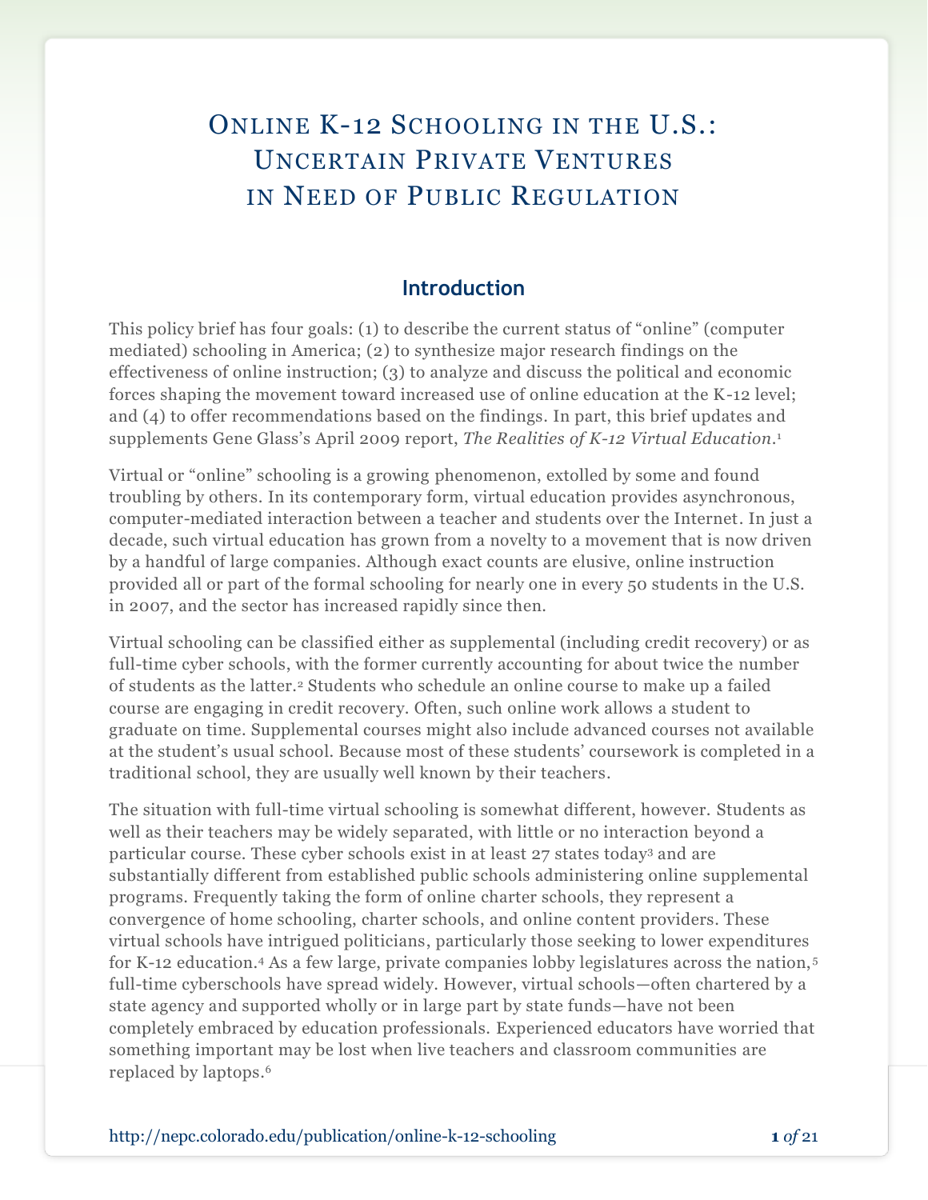# Online K-12 Schooling in the U.S.: Uncertain Private Ventures in Need of Public Regulation

## Introduction

This policy brief has four goals: (1) to describe the current status of "online" (computer mediated) schooling in America; (2) to synthesize major research findings on the effectiveness of online instruction; (3) to analyze and discuss the political and economic forces shaping the movement toward increased use of online education at the K-12 level; and (4) to offer recommendations based on the findings. In part, this brief updates and supplements Gene Glass's April 2009 report, *The Realities of K-12 Virtual Education*.[1]

Virtual or "online" schooling is a growing phenomenon, extolled by some and found troubling by others. In its contemporary form, virtual education provides asynchronous, computer-mediated interaction between a teacher and students over the Internet. In just a decade, such virtual education has grown from a novelty to a movement that is now driven by a handful of large companies. Although exact counts are elusive, online instruction provided all or part of the formal schooling for nearly one in every 50 students in the U.S. in 2007, and the sector has increased rapidly since then.

Virtual schooling can be classified either as supplemental (including credit recovery) or as full-time cyber schools, with the former currently accounting for about twice the number of students as the latter.[2] Students who schedule an online course to make up a failed course are engaging in credit recovery. Often, such online work allows a student to graduate on time. Supplemental courses might also include advanced courses not available at the student's usual school. Because most of these students' coursework is completed in a traditional school, they are usually well known by their teachers.

The situation with full-time virtual schooling is somewhat different, however. Students as well as their teachers may be widely separated, with little or no interaction beyond a particular course. These cyber schools exist in at least 27 states today[3] and are substantially different from established public schools administering online supplemental programs. Frequently taking the form of online charter schools, they represent a convergence of home schooling, charter schools, and online content providers. These virtual schools have intrigued politicians, particularly those seeking to lower expenditures for K-12 education.[4] As a few large, private companies lobby legislatures across the nation,[5] full-time cyberschools have spread widely. However, virtual schools—often chartered by a state agency and supported wholly or in large part by state funds—have not been completely embraced by education professionals. Experienced educators have worried that something important may be lost when live teachers and classroom communities are replaced by laptops.[6]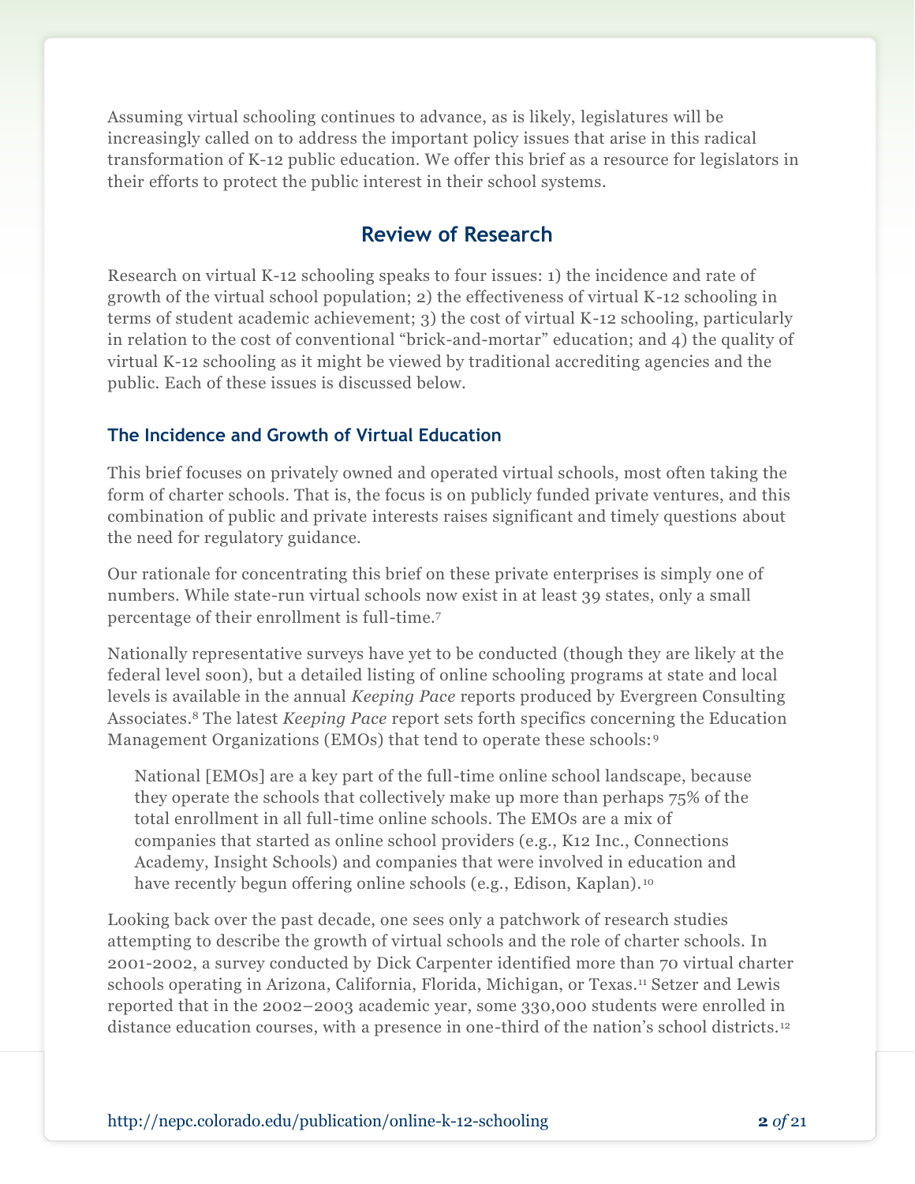Assuming virtual schooling continues to advance, as is likely, legislatures will be increasingly called on to address the important policy issues that arise in this radical transformation of K-12 public education. We offer this brief as a resource for legislators in their efforts to protect the public interest in their school systems.

## Review of Research

Research on virtual K-12 schooling speaks to four issues: 1) the incidence and rate of growth of the virtual school population; 2) the effectiveness of virtual K-12 schooling in terms of student academic achievement; 3) the cost of virtual K-12 schooling, particularly in relation to the cost of conventional "brick-and-mortar" education; and 4) the quality of virtual K-12 schooling as it might be viewed by traditional accrediting agencies and the public. Each of these issues is discussed below.

### The Incidence and Growth of Virtual Education

This brief focuses on privately owned and operated virtual schools, most often taking the form of charter schools. That is, the focus is on publicly funded private ventures, and this combination of public and private interests raises significant and timely questions about the need for regulatory guidance.

Our rationale for concentrating this brief on these private enterprises is simply one of numbers. While state-run virtual schools now exist in at least 39 states, only a small percentage of their enrollment is full-time.[7]

Nationally representative surveys have yet to be conducted (though they are likely at the federal level soon), but a detailed listing of online schooling programs at state and local levels is available in the annual *Keeping Pace* reports produced by Evergreen Consulting Associates.[8] The latest *Keeping Pace* report sets forth specifics concerning the Education Management Organizations (EMOs) that tend to operate these schools:[9]

> National [EMOs] are a key part of the full-time online school landscape, because they operate the schools that collectively make up more than perhaps 75% of the total enrollment in all full-time online schools. The EMOs are a mix of companies that started as online school providers (e.g., K12 Inc., Connections Academy, Insight Schools) and companies that were involved in education and have recently begun offering online schools (e.g., Edison, Kaplan).[10]

Looking back over the past decade, one sees only a patchwork of research studies attempting to describe the growth of virtual schools and the role of charter schools. In 2001-2002, a survey conducted by Dick Carpenter identified more than 70 virtual charter schools operating in Arizona, California, Florida, Michigan, or Texas.[11] Setzer and Lewis reported that in the 2002–2003 academic year, some 330,000 students were enrolled in distance education courses, with a presence in one-third of the nation's school districts.[12]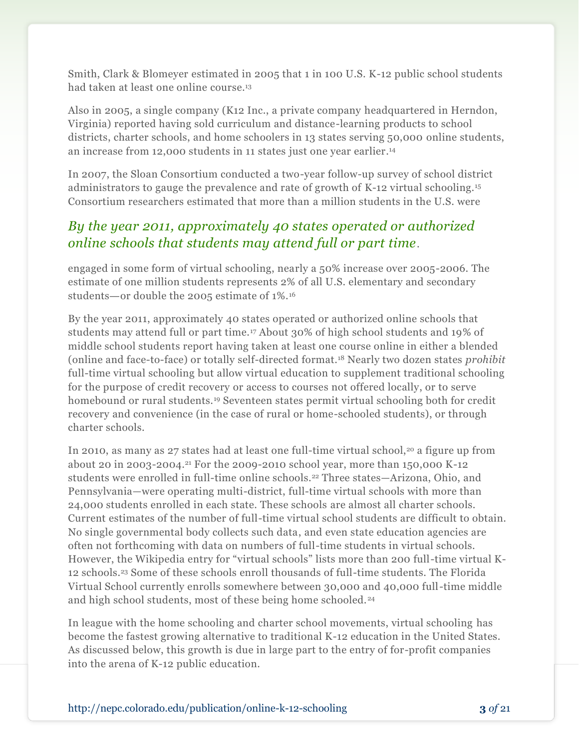Smith, Clark & Blomeyer estimated in 2005 that 1 in 100 U.S. K-12 public school students had taken at least one online course.[13]

Also in 2005, a single company (K12 Inc., a private company headquartered in Herndon, Virginia) reported having sold curriculum and distance-learning products to school districts, charter schools, and home schoolers in 13 states serving 50,000 online students, an increase from 12,000 students in 11 states just one year earlier.[14]

In 2007, the Sloan Consortium conducted a two-year follow-up survey of school district administrators to gauge the prevalence and rate of growth of K-12 virtual schooling.[15] Consortium researchers estimated that more than a million students in the U.S. were engaged in some form of virtual schooling, nearly a 50% increase over 2005-2006. The estimate of one million students represents 2% of all U.S. elementary and secondary students—or double the 2005 estimate of 1%.[16]

*By the year 2011, approximately 40 states operated or authorized online schools that students may attend full or part time.*

By the year 2011, approximately 40 states operated or authorized online schools that students may attend full or part time.[17] About 30% of high school students and 19% of middle school students report having taken at least one course online in either a blended (online and face-to-face) or totally self-directed format.[18] Nearly two dozen states *prohibit* full-time virtual schooling but allow virtual education to supplement traditional schooling for the purpose of credit recovery or access to courses not offered locally, or to serve homebound or rural students.[19] Seventeen states permit virtual schooling both for credit recovery and convenience (in the case of rural or home-schooled students), or through charter schools.

In 2010, as many as 27 states had at least one full-time virtual school,[20] a figure up from about 20 in 2003-2004.[21] For the 2009-2010 school year, more than 150,000 K-12 students were enrolled in full-time online schools.[22] Three states—Arizona, Ohio, and Pennsylvania—were operating multi-district, full-time virtual schools with more than 24,000 students enrolled in each state. These schools are almost all charter schools. Current estimates of the number of full-time virtual school students are difficult to obtain. No single governmental body collects such data, and even state education agencies are often not forthcoming with data on numbers of full-time students in virtual schools. However, the Wikipedia entry for "virtual schools" lists more than 200 full-time virtual K-12 schools.[23] Some of these schools enroll thousands of full-time students. The Florida Virtual School currently enrolls somewhere between 30,000 and 40,000 full-time middle and high school students, most of these being home schooled.[24]

In league with the home schooling and charter school movements, virtual schooling has become the fastest growing alternative to traditional K-12 education in the United States. As discussed below, this growth is due in large part to the entry of for-profit companies into the arena of K-12 public education.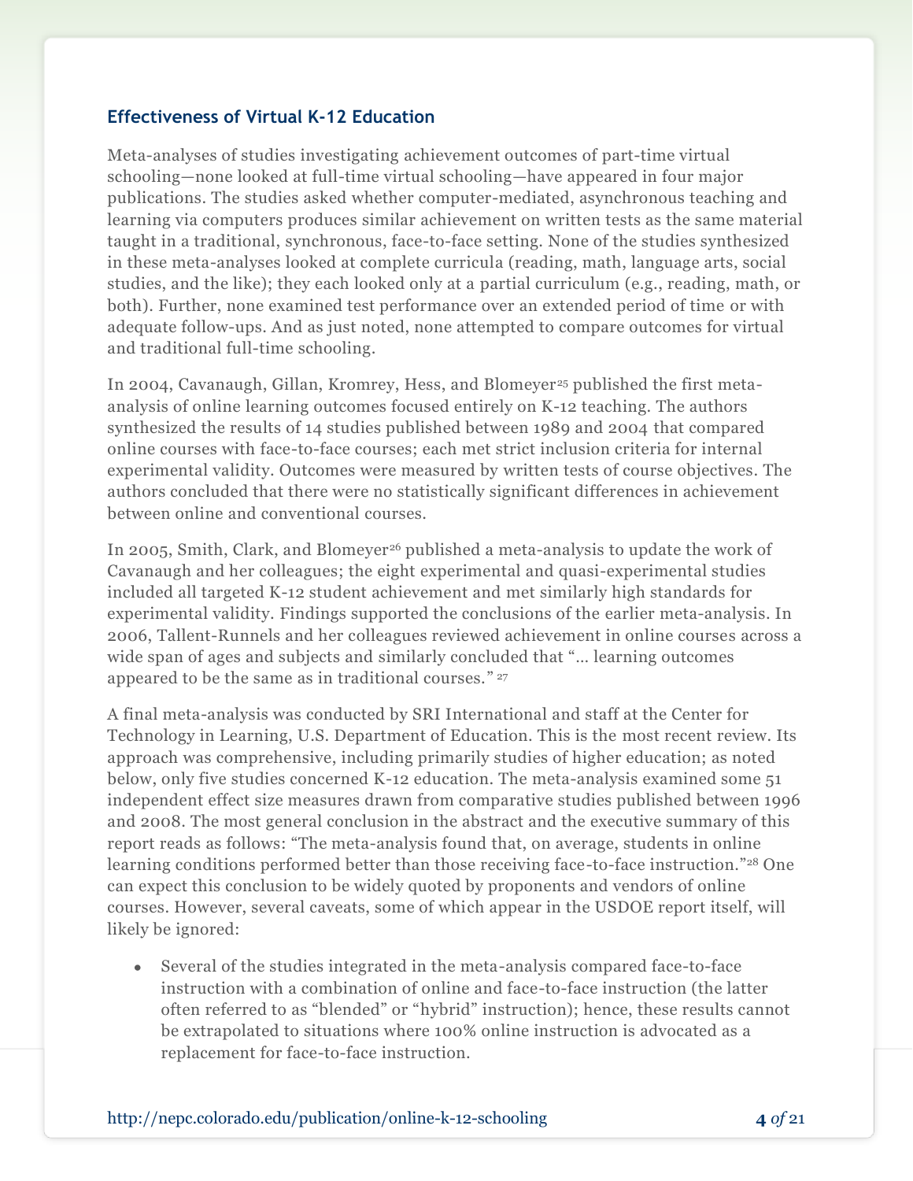## Effectiveness of Virtual K-12 Education

Meta-analyses of studies investigating achievement outcomes of part-time virtual schooling—none looked at full-time virtual schooling—have appeared in four major publications. The studies asked whether computer-mediated, asynchronous teaching and learning via computers produces similar achievement on written tests as the same material taught in a traditional, synchronous, face-to-face setting. None of the studies synthesized in these meta-analyses looked at complete curricula (reading, math, language arts, social studies, and the like); they each looked only at a partial curriculum (e.g., reading, math, or both). Further, none examined test performance over an extended period of time or with adequate follow-ups. And as just noted, none attempted to compare outcomes for virtual and traditional full-time schooling.

In 2004, Cavanaugh, Gillan, Kromrey, Hess, and Blomeyer[25] published the first meta-analysis of online learning outcomes focused entirely on K-12 teaching. The authors synthesized the results of 14 studies published between 1989 and 2004 that compared online courses with face-to-face courses; each met strict inclusion criteria for internal experimental validity. Outcomes were measured by written tests of course objectives. The authors concluded that there were no statistically significant differences in achievement between online and conventional courses.

In 2005, Smith, Clark, and Blomeyer[26] published a meta-analysis to update the work of Cavanaugh and her colleagues; the eight experimental and quasi-experimental studies included all targeted K-12 student achievement and met similarly high standards for experimental validity. Findings supported the conclusions of the earlier meta-analysis. In 2006, Tallent-Runnels and her colleagues reviewed achievement in online courses across a wide span of ages and subjects and similarly concluded that "… learning outcomes appeared to be the same as in traditional courses." [27]

A final meta-analysis was conducted by SRI International and staff at the Center for Technology in Learning, U.S. Department of Education. This is the most recent review. Its approach was comprehensive, including primarily studies of higher education; as noted below, only five studies concerned K-12 education. The meta-analysis examined some 51 independent effect size measures drawn from comparative studies published between 1996 and 2008. The most general conclusion in the abstract and the executive summary of this report reads as follows: "The meta-analysis found that, on average, students in online learning conditions performed better than those receiving face-to-face instruction."[28] One can expect this conclusion to be widely quoted by proponents and vendors of online courses. However, several caveats, some of which appear in the USDOE report itself, will likely be ignored:

- Several of the studies integrated in the meta-analysis compared face-to-face instruction with a combination of online and face-to-face instruction (the latter often referred to as "blended" or "hybrid" instruction); hence, these results cannot be extrapolated to situations where 100% online instruction is advocated as a replacement for face-to-face instruction.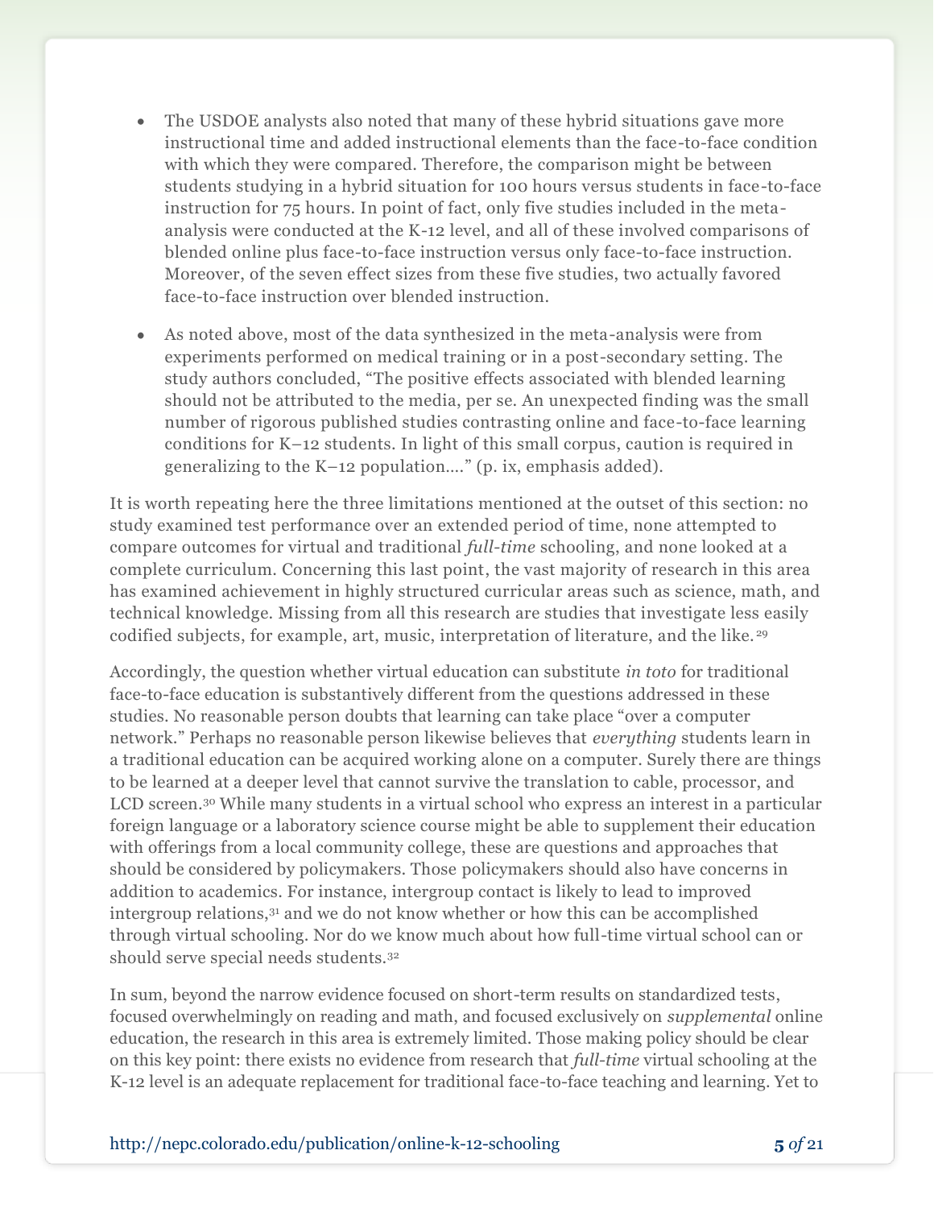- The USDOE analysts also noted that many of these hybrid situations gave more instructional time and added instructional elements than the face-to-face condition with which they were compared. Therefore, the comparison might be between students studying in a hybrid situation for 100 hours versus students in face-to-face instruction for 75 hours. In point of fact, only five studies included in the meta-analysis were conducted at the K-12 level, and all of these involved comparisons of blended online plus face-to-face instruction versus only face-to-face instruction. Moreover, of the seven effect sizes from these five studies, two actually favored face-to-face instruction over blended instruction.

- As noted above, most of the data synthesized in the meta-analysis were from experiments performed on medical training or in a post-secondary setting. The study authors concluded, "The positive effects associated with blended learning should not be attributed to the media, per se. An unexpected finding was the small number of rigorous published studies contrasting online and face-to-face learning conditions for K–12 students. In light of this small corpus, caution is required in generalizing to the K–12 population…." (p. ix, emphasis added).

It is worth repeating here the three limitations mentioned at the outset of this section: no study examined test performance over an extended period of time, none attempted to compare outcomes for virtual and traditional *full-time* schooling, and none looked at a complete curriculum. Concerning this last point, the vast majority of research in this area has examined achievement in highly structured curricular areas such as science, math, and technical knowledge. Missing from all this research are studies that investigate less easily codified subjects, for example, art, music, interpretation of literature, and the like.[29]

Accordingly, the question whether virtual education can substitute *in toto* for traditional face-to-face education is substantively different from the questions addressed in these studies. No reasonable person doubts that learning can take place "over a computer network." Perhaps no reasonable person likewise believes that *everything* students learn in a traditional education can be acquired working alone on a computer. Surely there are things to be learned at a deeper level that cannot survive the translation to cable, processor, and LCD screen.[30] While many students in a virtual school who express an interest in a particular foreign language or a laboratory science course might be able to supplement their education with offerings from a local community college, these are questions and approaches that should be considered by policymakers. Those policymakers should also have concerns in addition to academics. For instance, intergroup contact is likely to lead to improved intergroup relations,[31] and we do not know whether or how this can be accomplished through virtual schooling. Nor do we know much about how full-time virtual school can or should serve special needs students.[32]

In sum, beyond the narrow evidence focused on short-term results on standardized tests, focused overwhelmingly on reading and math, and focused exclusively on *supplemental* online education, the research in this area is extremely limited. Those making policy should be clear on this key point: there exists no evidence from research that *full-time* virtual schooling at the K-12 level is an adequate replacement for traditional face-to-face teaching and learning. Yet to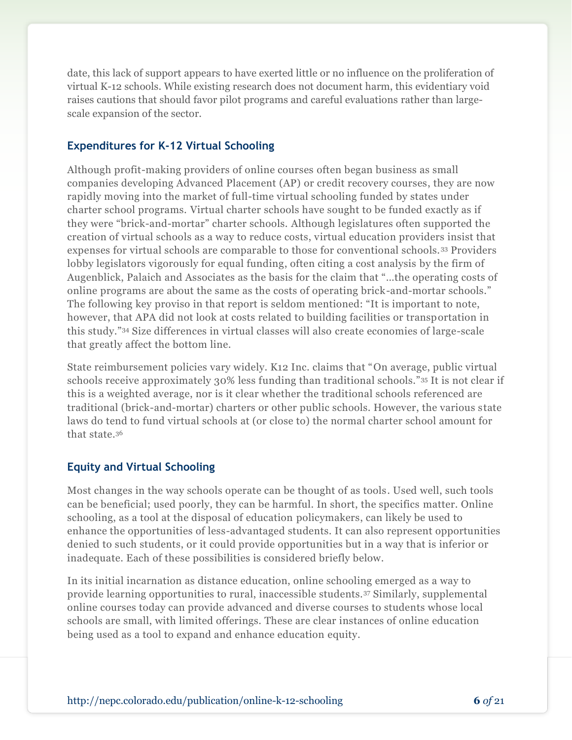date, this lack of support appears to have exerted little or no influence on the proliferation of virtual K-12 schools. While existing research does not document harm, this evidentiary void raises cautions that should favor pilot programs and careful evaluations rather than large-scale expansion of the sector.

### Expenditures for K-12 Virtual Schooling

Although profit-making providers of online courses often began business as small companies developing Advanced Placement (AP) or credit recovery courses, they are now rapidly moving into the market of full-time virtual schooling funded by states under charter school programs. Virtual charter schools have sought to be funded exactly as if they were "brick-and-mortar" charter schools. Although legislatures often supported the creation of virtual schools as a way to reduce costs, virtual education providers insist that expenses for virtual schools are comparable to those for conventional schools.[33] Providers lobby legislators vigorously for equal funding, often citing a cost analysis by the firm of Augenblick, Palaich and Associates as the basis for the claim that "...the operating costs of online programs are about the same as the costs of operating brick-and-mortar schools." The following key proviso in that report is seldom mentioned: "It is important to note, however, that APA did not look at costs related to building facilities or transportation in this study."[34] Size differences in virtual classes will also create economies of large-scale that greatly affect the bottom line.

State reimbursement policies vary widely. K12 Inc. claims that "On average, public virtual schools receive approximately 30% less funding than traditional schools."[35] It is not clear if this is a weighted average, nor is it clear whether the traditional schools referenced are traditional (brick-and-mortar) charters or other public schools. However, the various state laws do tend to fund virtual schools at (or close to) the normal charter school amount for that state.[36]

### Equity and Virtual Schooling

Most changes in the way schools operate can be thought of as tools. Used well, such tools can be beneficial; used poorly, they can be harmful. In short, the specifics matter. Online schooling, as a tool at the disposal of education policymakers, can likely be used to enhance the opportunities of less-advantaged students. It can also represent opportunities denied to such students, or it could provide opportunities but in a way that is inferior or inadequate. Each of these possibilities is considered briefly below.

In its initial incarnation as distance education, online schooling emerged as a way to provide learning opportunities to rural, inaccessible students.[37] Similarly, supplemental online courses today can provide advanced and diverse courses to students whose local schools are small, with limited offerings. These are clear instances of online education being used as a tool to expand and enhance education equity.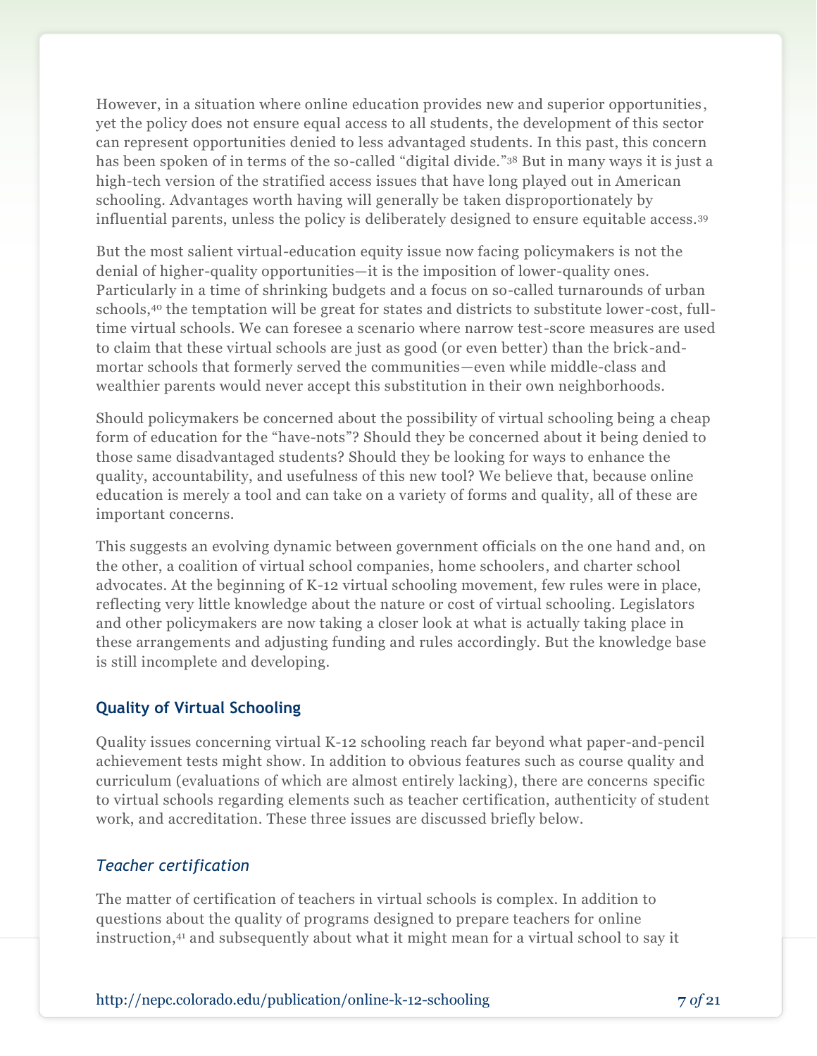However, in a situation where online education provides new and superior opportunities, yet the policy does not ensure equal access to all students, the development of this sector can represent opportunities denied to less advantaged students. In this past, this concern has been spoken of in terms of the so-called "digital divide."[38] But in many ways it is just a high-tech version of the stratified access issues that have long played out in American schooling. Advantages worth having will generally be taken disproportionately by influential parents, unless the policy is deliberately designed to ensure equitable access.[39]

But the most salient virtual-education equity issue now facing policymakers is not the denial of higher-quality opportunities—it is the imposition of lower-quality ones. Particularly in a time of shrinking budgets and a focus on so-called turnarounds of urban schools,[40] the temptation will be great for states and districts to substitute lower-cost, full-time virtual schools. We can foresee a scenario where narrow test-score measures are used to claim that these virtual schools are just as good (or even better) than the brick-and-mortar schools that formerly served the communities—even while middle-class and wealthier parents would never accept this substitution in their own neighborhoods.

Should policymakers be concerned about the possibility of virtual schooling being a cheap form of education for the "have-nots"? Should they be concerned about it being denied to those same disadvantaged students? Should they be looking for ways to enhance the quality, accountability, and usefulness of this new tool? We believe that, because online education is merely a tool and can take on a variety of forms and quality, all of these are important concerns.

This suggests an evolving dynamic between government officials on the one hand and, on the other, a coalition of virtual school companies, home schoolers, and charter school advocates. At the beginning of K-12 virtual schooling movement, few rules were in place, reflecting very little knowledge about the nature or cost of virtual schooling. Legislators and other policymakers are now taking a closer look at what is actually taking place in these arrangements and adjusting funding and rules accordingly. But the knowledge base is still incomplete and developing.

## Quality of Virtual Schooling

Quality issues concerning virtual K-12 schooling reach far beyond what paper-and-pencil achievement tests might show. In addition to obvious features such as course quality and curriculum (evaluations of which are almost entirely lacking), there are concerns specific to virtual schools regarding elements such as teacher certification, authenticity of student work, and accreditation. These three issues are discussed briefly below.

### *Teacher certification*

The matter of certification of teachers in virtual schools is complex. In addition to questions about the quality of programs designed to prepare teachers for online instruction,[41] and subsequently about what it might mean for a virtual school to say it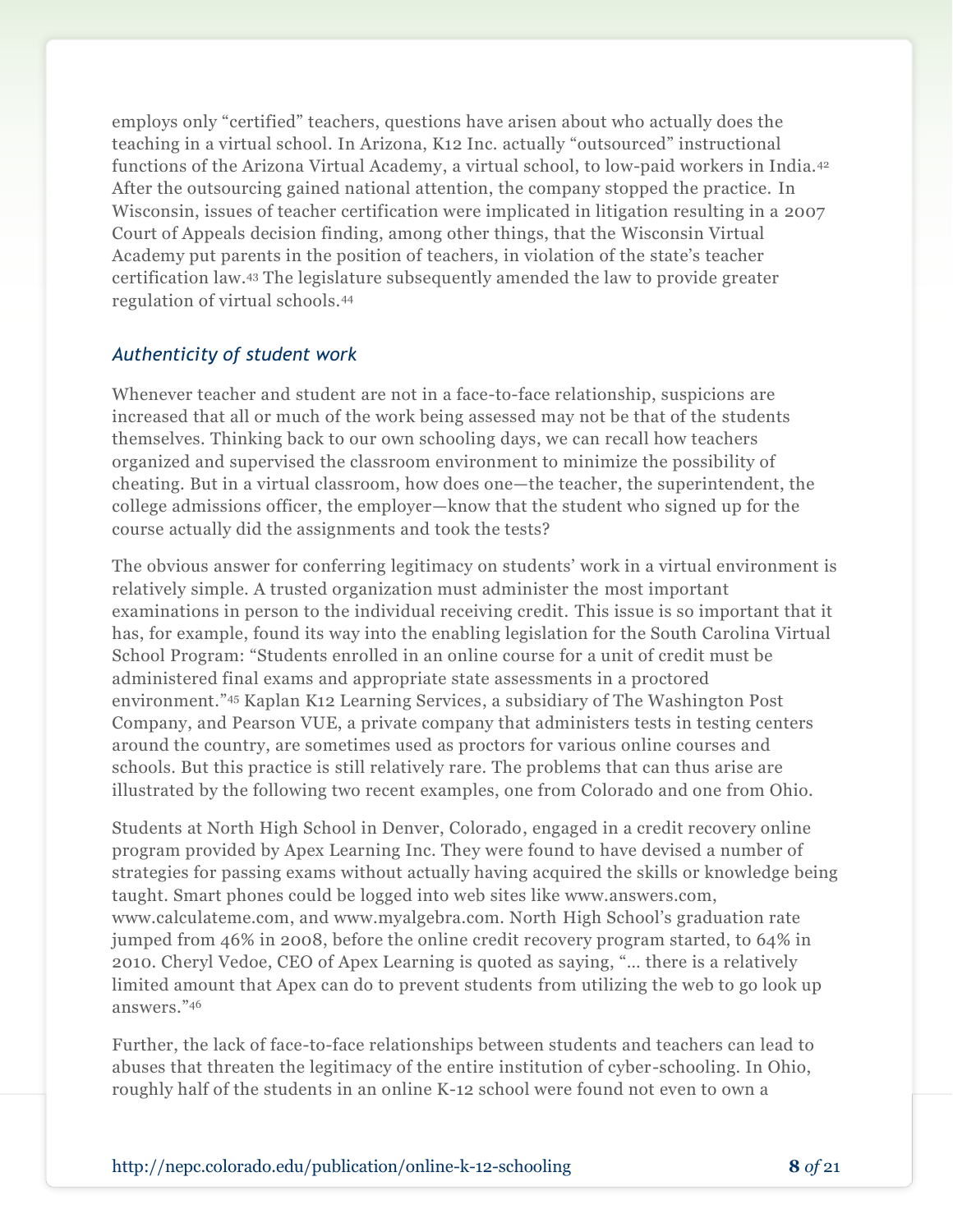employs only "certified" teachers, questions have arisen about who actually does the teaching in a virtual school. In Arizona, K12 Inc. actually "outsourced" instructional functions of the Arizona Virtual Academy, a virtual school, to low-paid workers in India.[42] After the outsourcing gained national attention, the company stopped the practice. In Wisconsin, issues of teacher certification were implicated in litigation resulting in a 2007 Court of Appeals decision finding, among other things, that the Wisconsin Virtual Academy put parents in the position of teachers, in violation of the state's teacher certification law.[43] The legislature subsequently amended the law to provide greater regulation of virtual schools.[44]

### *Authenticity of student work*

Whenever teacher and student are not in a face-to-face relationship, suspicions are increased that all or much of the work being assessed may not be that of the students themselves. Thinking back to our own schooling days, we can recall how teachers organized and supervised the classroom environment to minimize the possibility of cheating. But in a virtual classroom, how does one—the teacher, the superintendent, the college admissions officer, the employer—know that the student who signed up for the course actually did the assignments and took the tests?

The obvious answer for conferring legitimacy on students' work in a virtual environment is relatively simple. A trusted organization must administer the most important examinations in person to the individual receiving credit. This issue is so important that it has, for example, found its way into the enabling legislation for the South Carolina Virtual School Program: "Students enrolled in an online course for a unit of credit must be administered final exams and appropriate state assessments in a proctored environment."[45] Kaplan K12 Learning Services, a subsidiary of The Washington Post Company, and Pearson VUE, a private company that administers tests in testing centers around the country, are sometimes used as proctors for various online courses and schools. But this practice is still relatively rare. The problems that can thus arise are illustrated by the following two recent examples, one from Colorado and one from Ohio.

Students at North High School in Denver, Colorado, engaged in a credit recovery online program provided by Apex Learning Inc. They were found to have devised a number of strategies for passing exams without actually having acquired the skills or knowledge being taught. Smart phones could be logged into web sites like www.answers.com, www.calculateme.com, and www.myalgebra.com. North High School's graduation rate jumped from 46% in 2008, before the online credit recovery program started, to 64% in 2010. Cheryl Vedoe, CEO of Apex Learning is quoted as saying, "… there is a relatively limited amount that Apex can do to prevent students from utilizing the web to go look up answers."[46]

Further, the lack of face-to-face relationships between students and teachers can lead to abuses that threaten the legitimacy of the entire institution of cyber-schooling. In Ohio, roughly half of the students in an online K-12 school were found not even to own a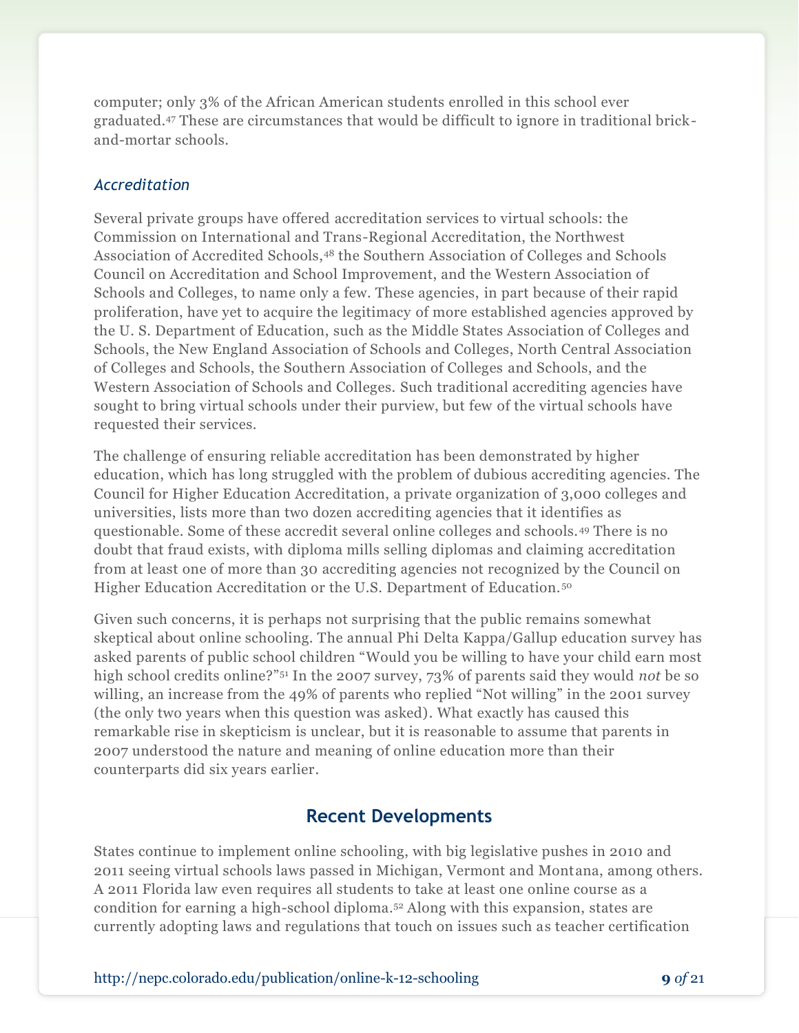computer; only 3% of the African American students enrolled in this school ever graduated.[47] These are circumstances that would be difficult to ignore in traditional brick-and-mortar schools.

### *Accreditation*

Several private groups have offered accreditation services to virtual schools: the Commission on International and Trans-Regional Accreditation, the Northwest Association of Accredited Schools,[48] the Southern Association of Colleges and Schools Council on Accreditation and School Improvement, and the Western Association of Schools and Colleges, to name only a few. These agencies, in part because of their rapid proliferation, have yet to acquire the legitimacy of more established agencies approved by the U. S. Department of Education, such as the Middle States Association of Colleges and Schools, the New England Association of Schools and Colleges, North Central Association of Colleges and Schools, the Southern Association of Colleges and Schools, and the Western Association of Schools and Colleges. Such traditional accrediting agencies have sought to bring virtual schools under their purview, but few of the virtual schools have requested their services.

The challenge of ensuring reliable accreditation has been demonstrated by higher education, which has long struggled with the problem of dubious accrediting agencies. The Council for Higher Education Accreditation, a private organization of 3,000 colleges and universities, lists more than two dozen accrediting agencies that it identifies as questionable. Some of these accredit several online colleges and schools.[49] There is no doubt that fraud exists, with diploma mills selling diplomas and claiming accreditation from at least one of more than 30 accrediting agencies not recognized by the Council on Higher Education Accreditation or the U.S. Department of Education.[50]

Given such concerns, it is perhaps not surprising that the public remains somewhat skeptical about online schooling. The annual Phi Delta Kappa/Gallup education survey has asked parents of public school children "Would you be willing to have your child earn most high school credits online?"[51] In the 2007 survey, 73% of parents said they would *not* be so willing, an increase from the 49% of parents who replied "Not willing" in the 2001 survey (the only two years when this question was asked). What exactly has caused this remarkable rise in skepticism is unclear, but it is reasonable to assume that parents in 2007 understood the nature and meaning of online education more than their counterparts did six years earlier.

## Recent Developments

States continue to implement online schooling, with big legislative pushes in 2010 and 2011 seeing virtual schools laws passed in Michigan, Vermont and Montana, among others. A 2011 Florida law even requires all students to take at least one online course as a condition for earning a high-school diploma.[52] Along with this expansion, states are currently adopting laws and regulations that touch on issues such as teacher certification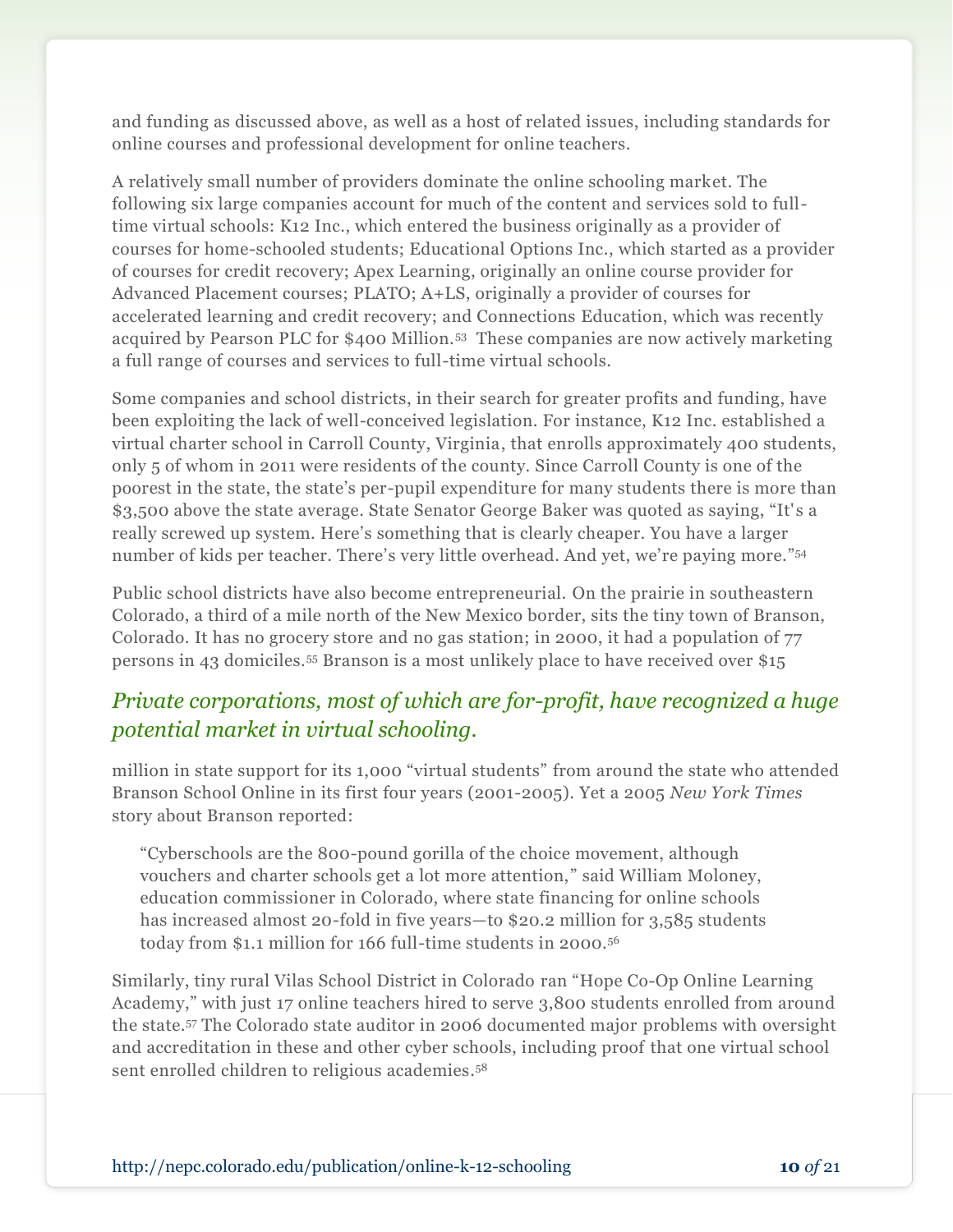and funding as discussed above, as well as a host of related issues, including standards for online courses and professional development for online teachers.

A relatively small number of providers dominate the online schooling market. The following six large companies account for much of the content and services sold to full-time virtual schools: K12 Inc., which entered the business originally as a provider of courses for home-schooled students; Educational Options Inc., which started as a provider of courses for credit recovery; Apex Learning, originally an online course provider for Advanced Placement courses; PLATO; A+LS, originally a provider of courses for accelerated learning and credit recovery; and Connections Education, which was recently acquired by Pearson PLC for $400 Million.[53] These companies are now actively marketing a full range of courses and services to full-time virtual schools.

Some companies and school districts, in their search for greater profits and funding, have been exploiting the lack of well-conceived legislation. For instance, K12 Inc. established a virtual charter school in Carroll County, Virginia, that enrolls approximately 400 students, only 5 of whom in 2011 were residents of the county. Since Carroll County is one of the poorest in the state, the state's per-pupil expenditure for many students there is more than $3,500 above the state average. State Senator George Baker was quoted as saying, "It's a really screwed up system. Here's something that is clearly cheaper. You have a larger number of kids per teacher. There's very little overhead. And yet, we're paying more."[54]

Public school districts have also become entrepreneurial. On the prairie in southeastern Colorado, a third of a mile north of the New Mexico border, sits the tiny town of Branson, Colorado. It has no grocery store and no gas station; in 2000, it had a population of 77 persons in 43 domiciles.[55] Branson is a most unlikely place to have received over $15 million in state support for its 1,000 "virtual students" from around the state who attended Branson School Online in its first four years (2001-2005). Yet a 2005 *New York Times* story about Branson reported:

*Private corporations, most of which are for-profit, have recognized a huge potential market in virtual schooling.*

> "Cyberschools are the 800-pound gorilla of the choice movement, although vouchers and charter schools get a lot more attention," said William Moloney, education commissioner in Colorado, where state financing for online schools has increased almost 20-fold in five years—to $20.2 million for 3,585 students today from $1.1 million for 166 full-time students in 2000.[56]

Similarly, tiny rural Vilas School District in Colorado ran "Hope Co-Op Online Learning Academy," with just 17 online teachers hired to serve 3,800 students enrolled from around the state.[57] The Colorado state auditor in 2006 documented major problems with oversight and accreditation in these and other cyber schools, including proof that one virtual school sent enrolled children to religious academies.[58]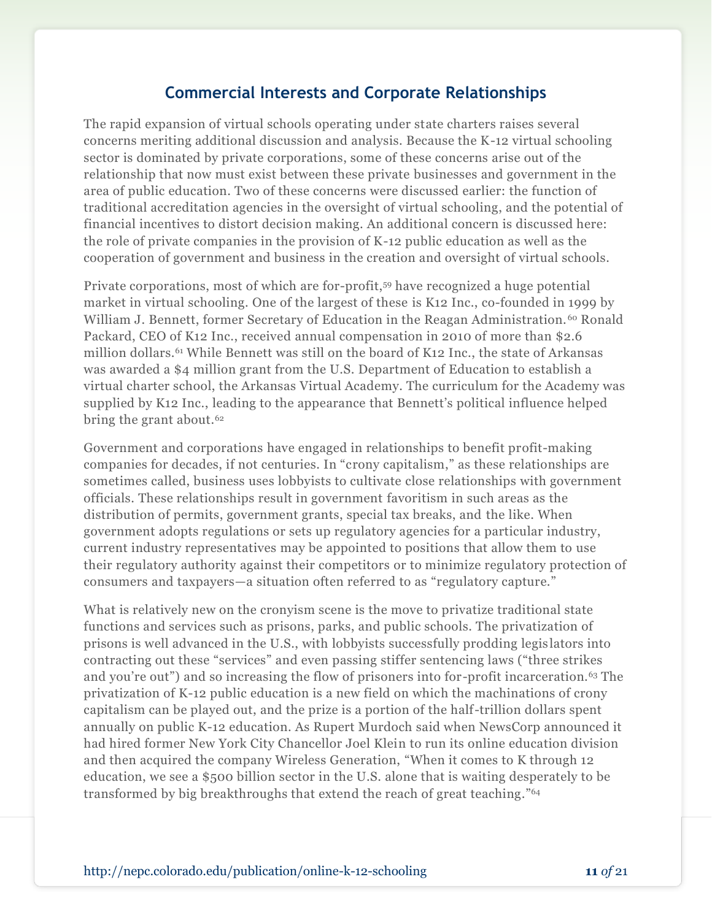## Commercial Interests and Corporate Relationships

The rapid expansion of virtual schools operating under state charters raises several concerns meriting additional discussion and analysis. Because the K-12 virtual schooling sector is dominated by private corporations, some of these concerns arise out of the relationship that now must exist between these private businesses and government in the area of public education. Two of these concerns were discussed earlier: the function of traditional accreditation agencies in the oversight of virtual schooling, and the potential of financial incentives to distort decision making. An additional concern is discussed here: the role of private companies in the provision of K-12 public education as well as the cooperation of government and business in the creation and oversight of virtual schools.

Private corporations, most of which are for-profit,[59] have recognized a huge potential market in virtual schooling. One of the largest of these is K12 Inc., co-founded in 1999 by William J. Bennett, former Secretary of Education in the Reagan Administration.[60] Ronald Packard, CEO of K12 Inc., received annual compensation in 2010 of more than $2.6 million dollars.[61] While Bennett was still on the board of K12 Inc., the state of Arkansas was awarded a $4 million grant from the U.S. Department of Education to establish a virtual charter school, the Arkansas Virtual Academy. The curriculum for the Academy was supplied by K12 Inc., leading to the appearance that Bennett's political influence helped bring the grant about.[62]

Government and corporations have engaged in relationships to benefit profit-making companies for decades, if not centuries. In "crony capitalism," as these relationships are sometimes called, business uses lobbyists to cultivate close relationships with government officials. These relationships result in government favoritism in such areas as the distribution of permits, government grants, special tax breaks, and the like. When government adopts regulations or sets up regulatory agencies for a particular industry, current industry representatives may be appointed to positions that allow them to use their regulatory authority against their competitors or to minimize regulatory protection of consumers and taxpayers—a situation often referred to as "regulatory capture."

What is relatively new on the cronyism scene is the move to privatize traditional state functions and services such as prisons, parks, and public schools. The privatization of prisons is well advanced in the U.S., with lobbyists successfully prodding legislators into contracting out these "services" and even passing stiffer sentencing laws ("three strikes and you're out") and so increasing the flow of prisoners into for-profit incarceration.[63] The privatization of K-12 public education is a new field on which the machinations of crony capitalism can be played out, and the prize is a portion of the half-trillion dollars spent annually on public K-12 education. As Rupert Murdoch said when NewsCorp announced it had hired former New York City Chancellor Joel Klein to run its online education division and then acquired the company Wireless Generation, "When it comes to K through 12 education, we see a $500 billion sector in the U.S. alone that is waiting desperately to be transformed by big breakthroughs that extend the reach of great teaching."[64]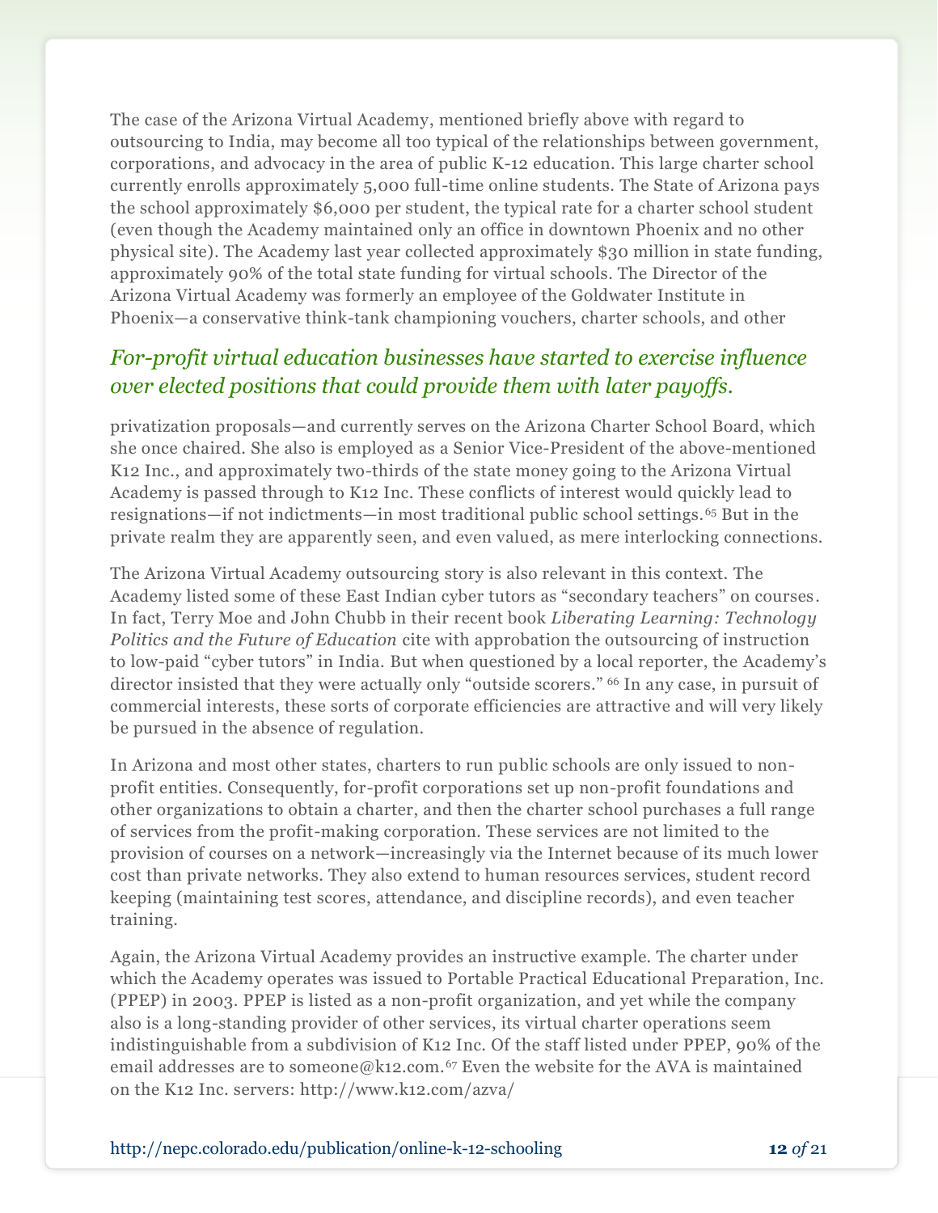The case of the Arizona Virtual Academy, mentioned briefly above with regard to outsourcing to India, may become all too typical of the relationships between government, corporations, and advocacy in the area of public K-12 education. This large charter school currently enrolls approximately 5,000 full-time online students. The State of Arizona pays the school approximately $6,000 per student, the typical rate for a charter school student (even though the Academy maintained only an office in downtown Phoenix and no other physical site). The Academy last year collected approximately $30 million in state funding, approximately 90% of the total state funding for virtual schools. The Director of the Arizona Virtual Academy was formerly an employee of the Goldwater Institute in Phoenix—a conservative think-tank championing vouchers, charter schools, and other privatization proposals—and currently serves on the Arizona Charter School Board, which she once chaired. She also is employed as a Senior Vice-President of the above-mentioned K12 Inc., and approximately two-thirds of the state money going to the Arizona Virtual Academy is passed through to K12 Inc. These conflicts of interest would quickly lead to resignations—if not indictments—in most traditional public school settings.[65] But in the private realm they are apparently seen, and even valued, as mere interlocking connections.

*For-profit virtual education businesses have started to exercise influence over elected positions that could provide them with later payoffs.*

The Arizona Virtual Academy outsourcing story is also relevant in this context. The Academy listed some of these East Indian cyber tutors as "secondary teachers" on courses. In fact, Terry Moe and John Chubb in their recent book *Liberating Learning: Technology Politics and the Future of Education* cite with approbation the outsourcing of instruction to low-paid "cyber tutors" in India. But when questioned by a local reporter, the Academy's director insisted that they were actually only "outside scorers." [66] In any case, in pursuit of commercial interests, these sorts of corporate efficiencies are attractive and will very likely be pursued in the absence of regulation.

In Arizona and most other states, charters to run public schools are only issued to non-profit entities. Consequently, for-profit corporations set up non-profit foundations and other organizations to obtain a charter, and then the charter school purchases a full range of services from the profit-making corporation. These services are not limited to the provision of courses on a network—increasingly via the Internet because of its much lower cost than private networks. They also extend to human resources services, student record keeping (maintaining test scores, attendance, and discipline records), and even teacher training.

Again, the Arizona Virtual Academy provides an instructive example. The charter under which the Academy operates was issued to Portable Practical Educational Preparation, Inc. (PPEP) in 2003. PPEP is listed as a non-profit organization, and yet while the company also is a long-standing provider of other services, its virtual charter operations seem indistinguishable from a subdivision of K12 Inc. Of the staff listed under PPEP, 90% of the email addresses are to someone@k12.com.[67] Even the website for the AVA is maintained on the K12 Inc. servers: http://www.k12.com/azva/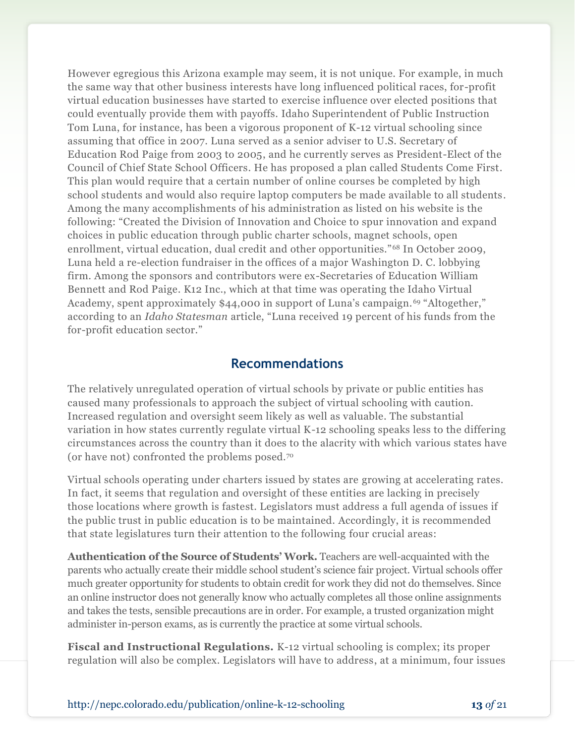However egregious this Arizona example may seem, it is not unique. For example, in much the same way that other business interests have long influenced political races, for-profit virtual education businesses have started to exercise influence over elected positions that could eventually provide them with payoffs. Idaho Superintendent of Public Instruction Tom Luna, for instance, has been a vigorous proponent of K-12 virtual schooling since assuming that office in 2007. Luna served as a senior adviser to U.S. Secretary of Education Rod Paige from 2003 to 2005, and he currently serves as President-Elect of the Council of Chief State School Officers. He has proposed a plan called Students Come First. This plan would require that a certain number of online courses be completed by high school students and would also require laptop computers be made available to all students. Among the many accomplishments of his administration as listed on his website is the following: "Created the Division of Innovation and Choice to spur innovation and expand choices in public education through public charter schools, magnet schools, open enrollment, virtual education, dual credit and other opportunities."[68] In October 2009, Luna held a re-election fundraiser in the offices of a major Washington D. C. lobbying firm. Among the sponsors and contributors were ex-Secretaries of Education William Bennett and Rod Paige. K12 Inc., which at that time was operating the Idaho Virtual Academy, spent approximately $44,000 in support of Luna's campaign.[69] "Altogether," according to an *Idaho Statesman* article, "Luna received 19 percent of his funds from the for-profit education sector."

## Recommendations

The relatively unregulated operation of virtual schools by private or public entities has caused many professionals to approach the subject of virtual schooling with caution. Increased regulation and oversight seem likely as well as valuable. The substantial variation in how states currently regulate virtual K-12 schooling speaks less to the differing circumstances across the country than it does to the alacrity with which various states have (or have not) confronted the problems posed.[70]

Virtual schools operating under charters issued by states are growing at accelerating rates. In fact, it seems that regulation and oversight of these entities are lacking in precisely those locations where growth is fastest. Legislators must address a full agenda of issues if the public trust in public education is to be maintained. Accordingly, it is recommended that state legislatures turn their attention to the following four crucial areas:

**Authentication of the Source of Students' Work.** Teachers are well-acquainted with the parents who actually create their middle school student's science fair project. Virtual schools offer much greater opportunity for students to obtain credit for work they did not do themselves. Since an online instructor does not generally know who actually completes all those online assignments and takes the tests, sensible precautions are in order. For example, a trusted organization might administer in-person exams, as is currently the practice at some virtual schools.

**Fiscal and Instructional Regulations.** K-12 virtual schooling is complex; its proper regulation will also be complex. Legislators will have to address, at a minimum, four issues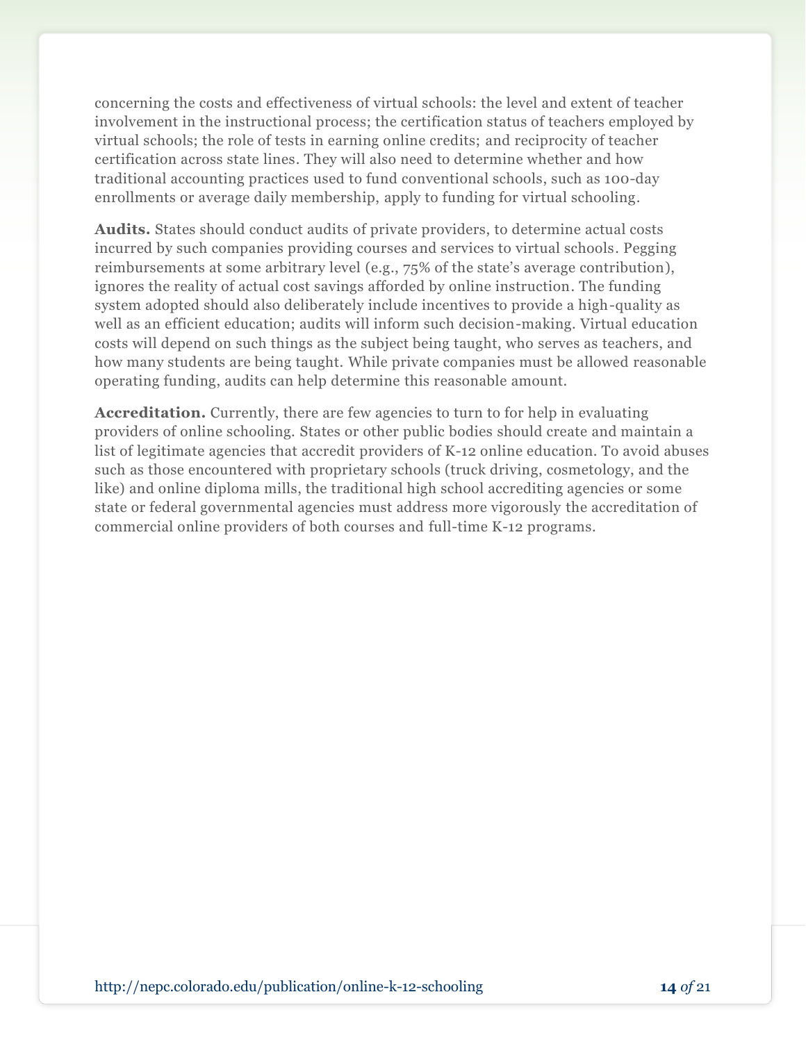concerning the costs and effectiveness of virtual schools: the level and extent of teacher involvement in the instructional process; the certification status of teachers employed by virtual schools; the role of tests in earning online credits; and reciprocity of teacher certification across state lines. They will also need to determine whether and how traditional accounting practices used to fund conventional schools, such as 100-day enrollments or average daily membership, apply to funding for virtual schooling.

**Audits.** States should conduct audits of private providers, to determine actual costs incurred by such companies providing courses and services to virtual schools. Pegging reimbursements at some arbitrary level (e.g., 75% of the state's average contribution), ignores the reality of actual cost savings afforded by online instruction. The funding system adopted should also deliberately include incentives to provide a high-quality as well as an efficient education; audits will inform such decision-making. Virtual education costs will depend on such things as the subject being taught, who serves as teachers, and how many students are being taught. While private companies must be allowed reasonable operating funding, audits can help determine this reasonable amount.

**Accreditation.** Currently, there are few agencies to turn to for help in evaluating providers of online schooling. States or other public bodies should create and maintain a list of legitimate agencies that accredit providers of K-12 online education. To avoid abuses such as those encountered with proprietary schools (truck driving, cosmetology, and the like) and online diploma mills, the traditional high school accrediting agencies or some state or federal governmental agencies must address more vigorously the accreditation of commercial online providers of both courses and full-time K-12 programs.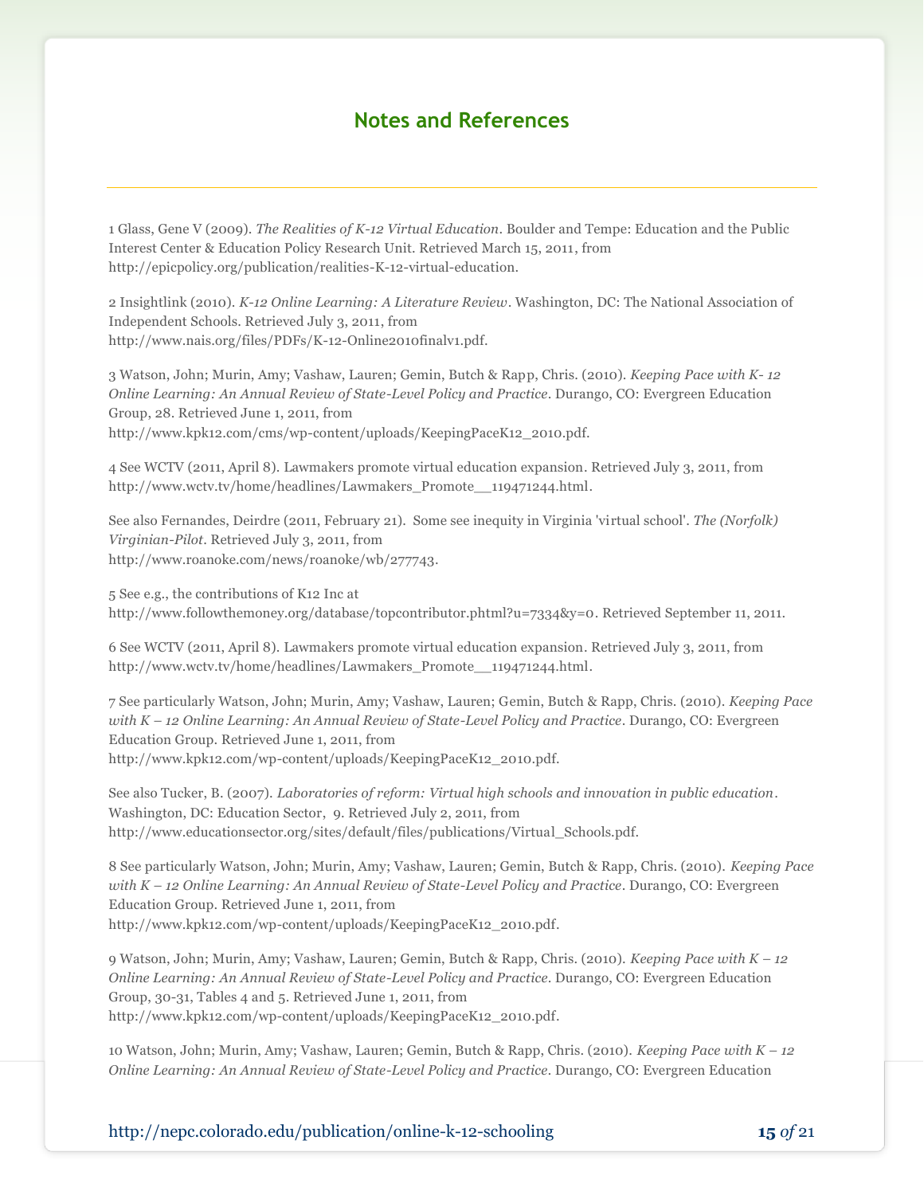## Notes and References

1 Glass, Gene V (2009). *The Realities of K-12 Virtual Education*. Boulder and Tempe: Education and the Public Interest Center & Education Policy Research Unit. Retrieved March 15, 2011, from http://epicpolicy.org/publication/realities-K-12-virtual-education.

2 Insightlink (2010). *K-12 Online Learning: A Literature Review*. Washington, DC: The National Association of Independent Schools. Retrieved July 3, 2011, from http://www.nais.org/files/PDFs/K-12-Online2010finalv1.pdf.

3 Watson, John; Murin, Amy; Vashaw, Lauren; Gemin, Butch & Rapp, Chris. (2010). *Keeping Pace with K- 12 Online Learning: An Annual Review of State-Level Policy and Practice*. Durango, CO: Evergreen Education Group, 28. Retrieved June 1, 2011, from http://www.kpk12.com/cms/wp-content/uploads/KeepingPaceK12_2010.pdf.

4 See WCTV (2011, April 8). Lawmakers promote virtual education expansion. Retrieved July 3, 2011, from http://www.wctv.tv/home/headlines/Lawmakers_Promote__119471244.html.

See also Fernandes, Deirdre (2011, February 21). Some see inequity in Virginia 'virtual school'. *The (Norfolk) Virginian-Pilot*. Retrieved July 3, 2011, from http://www.roanoke.com/news/roanoke/wb/277743.

5 See e.g., the contributions of K12 Inc at http://www.followthemoney.org/database/topcontributor.phtml?u=7334&y=0. Retrieved September 11, 2011.

6 See WCTV (2011, April 8). Lawmakers promote virtual education expansion. Retrieved July 3, 2011, from http://www.wctv.tv/home/headlines/Lawmakers_Promote__119471244.html.

7 See particularly Watson, John; Murin, Amy; Vashaw, Lauren; Gemin, Butch & Rapp, Chris. (2010). *Keeping Pace with K – 12 Online Learning: An Annual Review of State-Level Policy and Practice*. Durango, CO: Evergreen Education Group. Retrieved June 1, 2011, from http://www.kpk12.com/wp-content/uploads/KeepingPaceK12_2010.pdf.

See also Tucker, B. (2007). *Laboratories of reform: Virtual high schools and innovation in public education*. Washington, DC: Education Sector, 9. Retrieved July 2, 2011, from http://www.educationsector.org/sites/default/files/publications/Virtual_Schools.pdf.

8 See particularly Watson, John; Murin, Amy; Vashaw, Lauren; Gemin, Butch & Rapp, Chris. (2010). *Keeping Pace with K – 12 Online Learning: An Annual Review of State-Level Policy and Practice*. Durango, CO: Evergreen Education Group. Retrieved June 1, 2011, from http://www.kpk12.com/wp-content/uploads/KeepingPaceK12_2010.pdf.

9 Watson, John; Murin, Amy; Vashaw, Lauren; Gemin, Butch & Rapp, Chris. (2010). *Keeping Pace with K – 12 Online Learning: An Annual Review of State-Level Policy and Practice*. Durango, CO: Evergreen Education Group, 30-31, Tables 4 and 5. Retrieved June 1, 2011, from http://www.kpk12.com/wp-content/uploads/KeepingPaceK12_2010.pdf.

10 Watson, John; Murin, Amy; Vashaw, Lauren; Gemin, Butch & Rapp, Chris. (2010). *Keeping Pace with K – 12 Online Learning: An Annual Review of State-Level Policy and Practice*. Durango, CO: Evergreen Education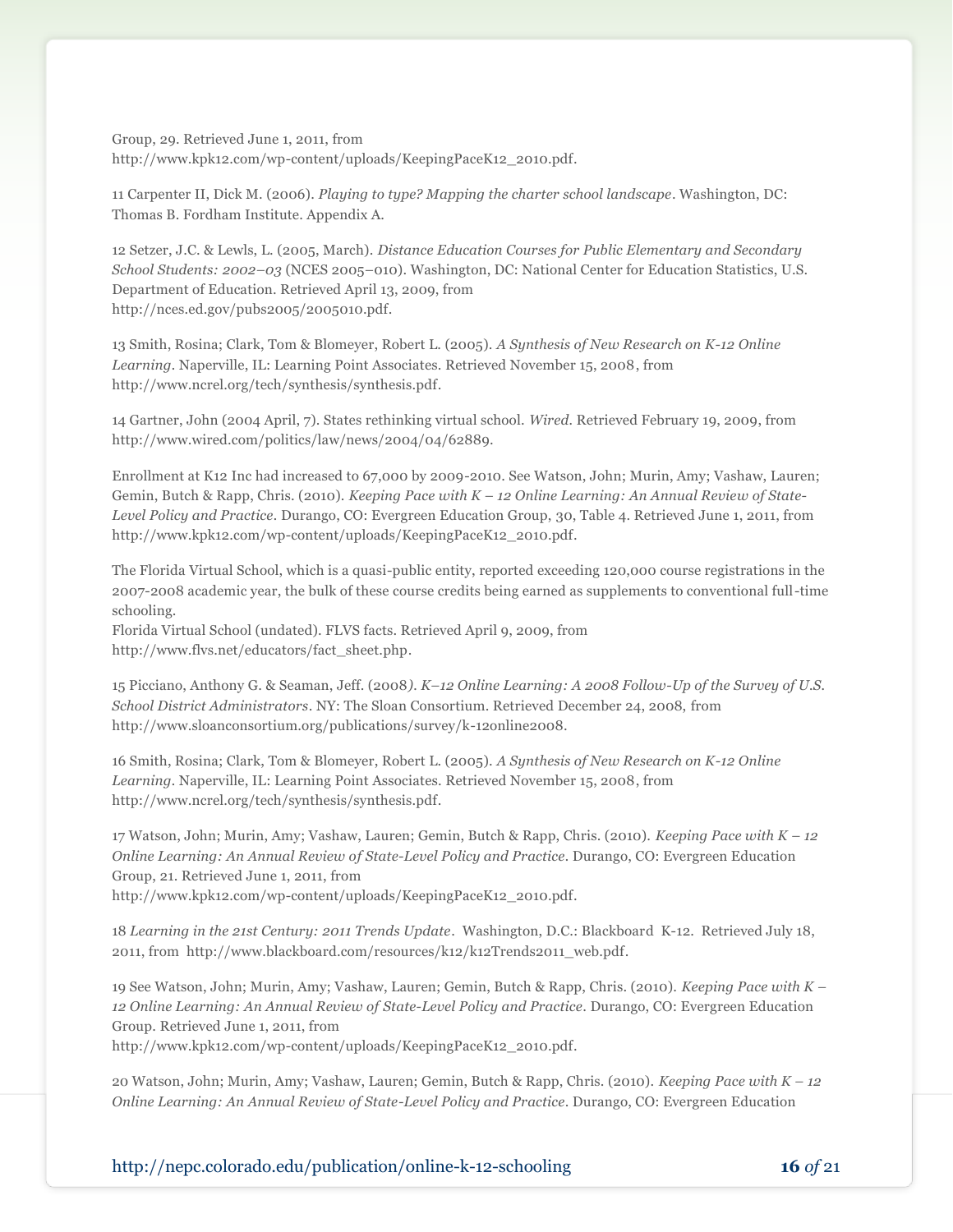Group, 29. Retrieved June 1, 2011, from
http://www.kpk12.com/wp-content/uploads/KeepingPaceK12_2010.pdf.

11 Carpenter II, Dick M. (2006). *Playing to type? Mapping the charter school landscape*. Washington, DC: Thomas B. Fordham Institute. Appendix A.

12 Setzer, J.C. & Lewls, L. (2005, March). *Distance Education Courses for Public Elementary and Secondary School Students: 2002–03* (NCES 2005–010). Washington, DC: National Center for Education Statistics, U.S. Department of Education. Retrieved April 13, 2009, from
http://nces.ed.gov/pubs2005/2005010.pdf.

13 Smith, Rosina; Clark, Tom & Blomeyer, Robert L. (2005). *A Synthesis of New Research on K-12 Online Learning*. Naperville, IL: Learning Point Associates. Retrieved November 15, 2008, from
http://www.ncrel.org/tech/synthesis/synthesis.pdf.

14 Gartner, John (2004 April, 7). States rethinking virtual school. *Wired*. Retrieved February 19, 2009, from
http://www.wired.com/politics/law/news/2004/04/62889.

Enrollment at K12 Inc had increased to 67,000 by 2009-2010. See Watson, John; Murin, Amy; Vashaw, Lauren; Gemin, Butch & Rapp, Chris. (2010). *Keeping Pace with K – 12 Online Learning: An Annual Review of State-Level Policy and Practice*. Durango, CO: Evergreen Education Group, 30, Table 4. Retrieved June 1, 2011, from
http://www.kpk12.com/wp-content/uploads/KeepingPaceK12_2010.pdf.

The Florida Virtual School, which is a quasi-public entity, reported exceeding 120,000 course registrations in the 2007-2008 academic year, the bulk of these course credits being earned as supplements to conventional full-time schooling.
Florida Virtual School (undated). FLVS facts. Retrieved April 9, 2009, from
http://www.flvs.net/educators/fact_sheet.php.

15 Picciano, Anthony G. & Seaman, Jeff. (2008*). K–12 Online Learning: A 2008 Follow-Up of the Survey of U.S. School District Administrators*. NY: The Sloan Consortium. Retrieved December 24, 2008, from
http://www.sloanconsortium.org/publications/survey/k-12online2008.

16 Smith, Rosina; Clark, Tom & Blomeyer, Robert L. (2005). *A Synthesis of New Research on K-12 Online Learning*. Naperville, IL: Learning Point Associates. Retrieved November 15, 2008, from
http://www.ncrel.org/tech/synthesis/synthesis.pdf.

17 Watson, John; Murin, Amy; Vashaw, Lauren; Gemin, Butch & Rapp, Chris. (2010). *Keeping Pace with K – 12 Online Learning: An Annual Review of State-Level Policy and Practice*. Durango, CO: Evergreen Education Group, 21. Retrieved June 1, 2011, from
http://www.kpk12.com/wp-content/uploads/KeepingPaceK12_2010.pdf.

18 *Learning in the 21st Century: 2011 Trends Update*. Washington, D.C.: Blackboard K-12. Retrieved July 18, 2011, from http://www.blackboard.com/resources/k12/k12Trends2011_web.pdf.

19 See Watson, John; Murin, Amy; Vashaw, Lauren; Gemin, Butch & Rapp, Chris. (2010). *Keeping Pace with K – 12 Online Learning: An Annual Review of State-Level Policy and Practice*. Durango, CO: Evergreen Education Group. Retrieved June 1, 2011, from
http://www.kpk12.com/wp-content/uploads/KeepingPaceK12_2010.pdf.

20 Watson, John; Murin, Amy; Vashaw, Lauren; Gemin, Butch & Rapp, Chris. (2010). *Keeping Pace with K – 12 Online Learning: An Annual Review of State-Level Policy and Practice*. Durango, CO: Evergreen Education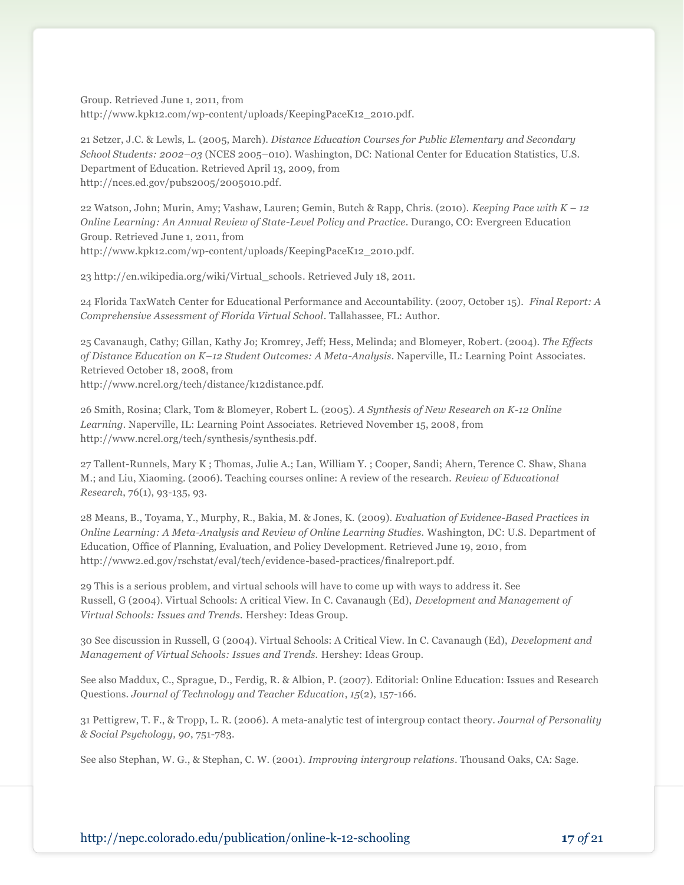Group. Retrieved June 1, 2011, from
http://www.kpk12.com/wp-content/uploads/KeepingPaceK12_2010.pdf.

21 Setzer, J.C. & Lewls, L. (2005, March). *Distance Education Courses for Public Elementary and Secondary School Students: 2002–03* (NCES 2005–010). Washington, DC: National Center for Education Statistics, U.S. Department of Education. Retrieved April 13, 2009, from
http://nces.ed.gov/pubs2005/2005010.pdf.

22 Watson, John; Murin, Amy; Vashaw, Lauren; Gemin, Butch & Rapp, Chris. (2010). *Keeping Pace with K – 12 Online Learning: An Annual Review of State-Level Policy and Practice*. Durango, CO: Evergreen Education Group. Retrieved June 1, 2011, from
http://www.kpk12.com/wp-content/uploads/KeepingPaceK12_2010.pdf.

23 http://en.wikipedia.org/wiki/Virtual_schools. Retrieved July 18, 2011.

24 Florida TaxWatch Center for Educational Performance and Accountability. (2007, October 15). *Final Report: A Comprehensive Assessment of Florida Virtual School*. Tallahassee, FL: Author.

25 Cavanaugh, Cathy; Gillan, Kathy Jo; Kromrey, Jeff; Hess, Melinda; and Blomeyer, Robert. (2004). *The Effects of Distance Education on K–12 Student Outcomes: A Meta-Analysis*. Naperville, IL: Learning Point Associates. Retrieved October 18, 2008, from
http://www.ncrel.org/tech/distance/k12distance.pdf.

26 Smith, Rosina; Clark, Tom & Blomeyer, Robert L. (2005). *A Synthesis of New Research on K-12 Online Learning*. Naperville, IL: Learning Point Associates. Retrieved November 15, 2008, from
http://www.ncrel.org/tech/synthesis/synthesis.pdf.

27 Tallent-Runnels, Mary K ; Thomas, Julie A.; Lan, William Y. ; Cooper, Sandi; Ahern, Terence C. Shaw, Shana M.; and Liu, Xiaoming. (2006). Teaching courses online: A review of the research. *Review of Educational Research*, 76(1), 93-135, 93.

28 Means, B., Toyama, Y., Murphy, R., Bakia, M. & Jones, K. (2009). *Evaluation of Evidence-Based Practices in Online Learning: A Meta-Analysis and Review of Online Learning Studies.* Washington, DC: U.S. Department of Education, Office of Planning, Evaluation, and Policy Development. Retrieved June 19, 2010, from
http://www2.ed.gov/rschstat/eval/tech/evidence-based-practices/finalreport.pdf.

29 This is a serious problem, and virtual schools will have to come up with ways to address it. See Russell, G (2004). Virtual Schools: A critical View. In C. Cavanaugh (Ed), *Development and Management of Virtual Schools: Issues and Trends.* Hershey: Ideas Group.

30 See discussion in Russell, G (2004). Virtual Schools: A Critical View. In C. Cavanaugh (Ed), *Development and Management of Virtual Schools: Issues and Trends.* Hershey: Ideas Group.

See also Maddux, C., Sprague, D., Ferdig, R. & Albion, P. (2007). Editorial: Online Education: Issues and Research Questions. *Journal of Technology and Teacher Education*, *15*(2), 157-166.

31 Pettigrew, T. F., & Tropp, L. R. (2006). A meta-analytic test of intergroup contact theory. *Journal of Personality & Social Psychology, 90*, 751-783.

See also Stephan, W. G., & Stephan, C. W. (2001). *Improving intergroup relations*. Thousand Oaks, CA: Sage.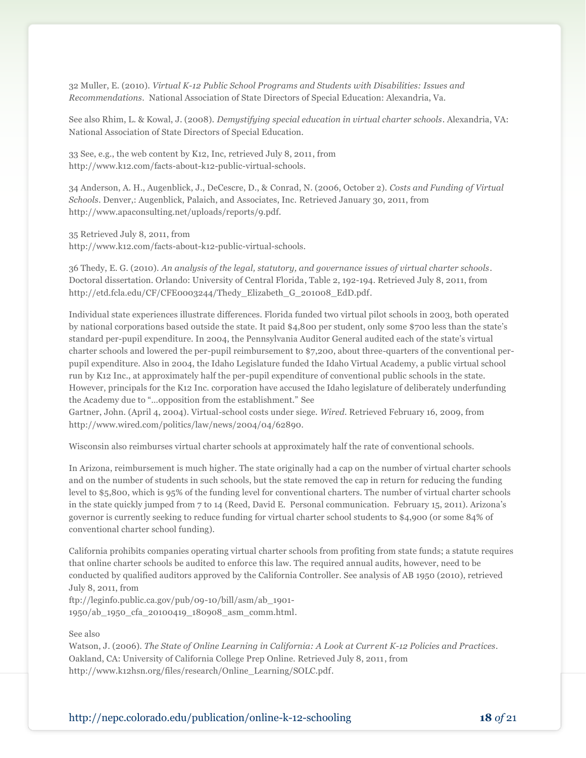32 Muller, E. (2010). *Virtual K-12 Public School Programs and Students with Disabilities: Issues and Recommendations*. National Association of State Directors of Special Education: Alexandria, Va.

See also Rhim, L. & Kowal, J. (2008). *Demystifying special education in virtual charter schools*. Alexandria, VA: National Association of State Directors of Special Education.

33 See, e.g., the web content by K12, Inc, retrieved July 8, 2011, from http://www.k12.com/facts-about-k12-public-virtual-schools.

34 Anderson, A. H., Augenblick, J., DeCescre, D., & Conrad, N. (2006, October 2). *Costs and Funding of Virtual Schools*. Denver,: Augenblick, Palaich, and Associates, Inc. Retrieved January 30, 2011, from http://www.apaconsulting.net/uploads/reports/9.pdf.

35 Retrieved July 8, 2011, from http://www.k12.com/facts-about-k12-public-virtual-schools.

36 Thedy, E. G. (2010). *An analysis of the legal, statutory, and governance issues of virtual charter schools*. Doctoral dissertation. Orlando: University of Central Florida, Table 2, 192-194. Retrieved July 8, 2011, from http://etd.fcla.edu/CF/CFE0003244/Thedy_Elizabeth_G_201008_EdD.pdf.

Individual state experiences illustrate differences. Florida funded two virtual pilot schools in 2003, both operated by national corporations based outside the state. It paid $4,800 per student, only some $700 less than the state's standard per-pupil expenditure. In 2004, the Pennsylvania Auditor General audited each of the state's virtual charter schools and lowered the per-pupil reimbursement to $7,200, about three-quarters of the conventional per-pupil expenditure. Also in 2004, the Idaho Legislature funded the Idaho Virtual Academy, a public virtual school run by K12 Inc., at approximately half the per-pupil expenditure of conventional public schools in the state. However, principals for the K12 Inc. corporation have accused the Idaho legislature of deliberately underfunding the Academy due to "…opposition from the establishment." See
Gartner, John. (April 4, 2004). Virtual-school costs under siege. *Wired*. Retrieved February 16, 2009, from http://www.wired.com/politics/law/news/2004/04/62890.

Wisconsin also reimburses virtual charter schools at approximately half the rate of conventional schools.

In Arizona, reimbursement is much higher. The state originally had a cap on the number of virtual charter schools and on the number of students in such schools, but the state removed the cap in return for reducing the funding level to $5,800, which is 95% of the funding level for conventional charters. The number of virtual charter schools in the state quickly jumped from 7 to 14 (Reed, David E. Personal communication. February 15, 2011). Arizona's governor is currently seeking to reduce funding for virtual charter school students to $4,900 (or some 84% of conventional charter school funding).

California prohibits companies operating virtual charter schools from profiting from state funds; a statute requires that online charter schools be audited to enforce this law. The required annual audits, however, need to be conducted by qualified auditors approved by the California Controller. See analysis of AB 1950 (2010), retrieved July 8, 2011, from
ftp://leginfo.public.ca.gov/pub/09-10/bill/asm/ab_1901-1950/ab_1950_cfa_20100419_180908_asm_comm.html.

See also
Watson, J. (2006). *The State of Online Learning in California: A Look at Current K-12 Policies and Practices*. Oakland, CA: University of California College Prep Online. Retrieved July 8, 2011, from http://www.k12hsn.org/files/research/Online_Learning/SOLC.pdf.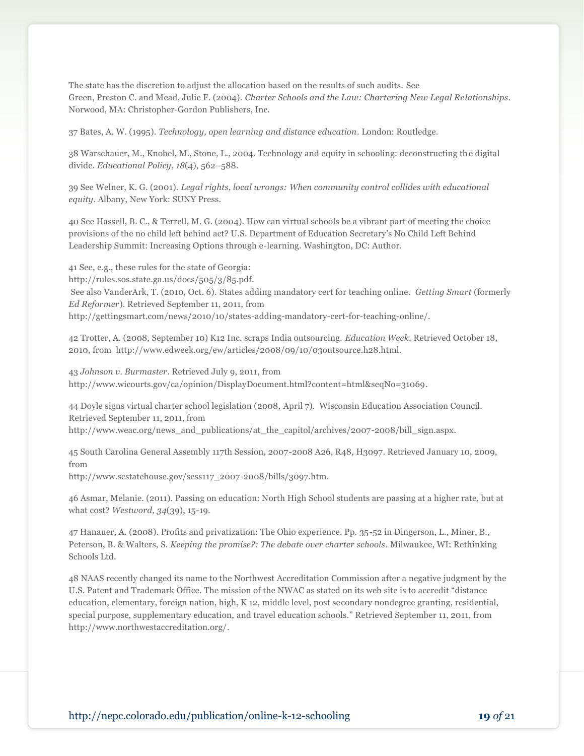The state has the discretion to adjust the allocation based on the results of such audits. See Green, Preston C. and Mead, Julie F. (2004). *Charter Schools and the Law: Chartering New Legal Relationships*. Norwood, MA: Christopher-Gordon Publishers, Inc.

37 Bates, A. W. (1995). *Technology, open learning and distance education*. London: Routledge.

38 Warschauer, M., Knobel, M., Stone, L., 2004. Technology and equity in schooling: deconstructing the digital divide. *Educational Policy*, *18*(4), 562–588.

39 See Welner, K. G. (2001). *Legal rights, local wrongs: When community control collides with educational equity*. Albany, New York: SUNY Press.

40 See Hassell, B. C., & Terrell, M. G. (2004). How can virtual schools be a vibrant part of meeting the choice provisions of the no child left behind act? U.S. Department of Education Secretary's No Child Left Behind Leadership Summit: Increasing Options through e-learning. Washington, DC: Author.

41 See, e.g., these rules for the state of Georgia:
http://rules.sos.state.ga.us/docs/505/3/85.pdf.
See also VanderArk, T. (2010, Oct. 6). States adding mandatory cert for teaching online. *Getting Smart* (formerly *Ed Reformer*). Retrieved September 11, 2011, from
http://gettingsmart.com/news/2010/10/states-adding-mandatory-cert-for-teaching-online/.

42 Trotter, A. (2008, September 10) K12 Inc. scraps India outsourcing. *Education Week*. Retrieved October 18, 2010, from http://www.edweek.org/ew/articles/2008/09/10/03outsource.h28.html.

43 *Johnson v. Burmaster*. Retrieved July 9, 2011, from
http://www.wicourts.gov/ca/opinion/DisplayDocument.html?content=html&seqNo=31069.

44 Doyle signs virtual charter school legislation (2008, April 7). Wisconsin Education Association Council. Retrieved September 11, 2011, from
http://www.weac.org/news_and_publications/at_the_capitol/archives/2007-2008/bill_sign.aspx.

45 South Carolina General Assembly 117th Session, 2007-2008 A26, R48, H3097. Retrieved January 10, 2009, from
http://www.scstatehouse.gov/sess117_2007-2008/bills/3097.htm.

46 Asmar, Melanie. (2011). Passing on education: North High School students are passing at a higher rate, but at what cost? *Westword, 34*(39), 15-19.

47 Hanauer, A. (2008). Profits and privatization: The Ohio experience. Pp. 35-52 in Dingerson, L., Miner, B., Peterson, B. & Walters, S. *Keeping the promise?: The debate over charter schools*. Milwaukee, WI: Rethinking Schools Ltd.

48 NAAS recently changed its name to the Northwest Accreditation Commission after a negative judgment by the U.S. Patent and Trademark Office. The mission of the NWAC as stated on its web site is to accredit "distance education, elementary, foreign nation, high, K 12, middle level, post secondary nondegree granting, residential, special purpose, supplementary education, and travel education schools." Retrieved September 11, 2011, from http://www.northwestaccreditation.org/.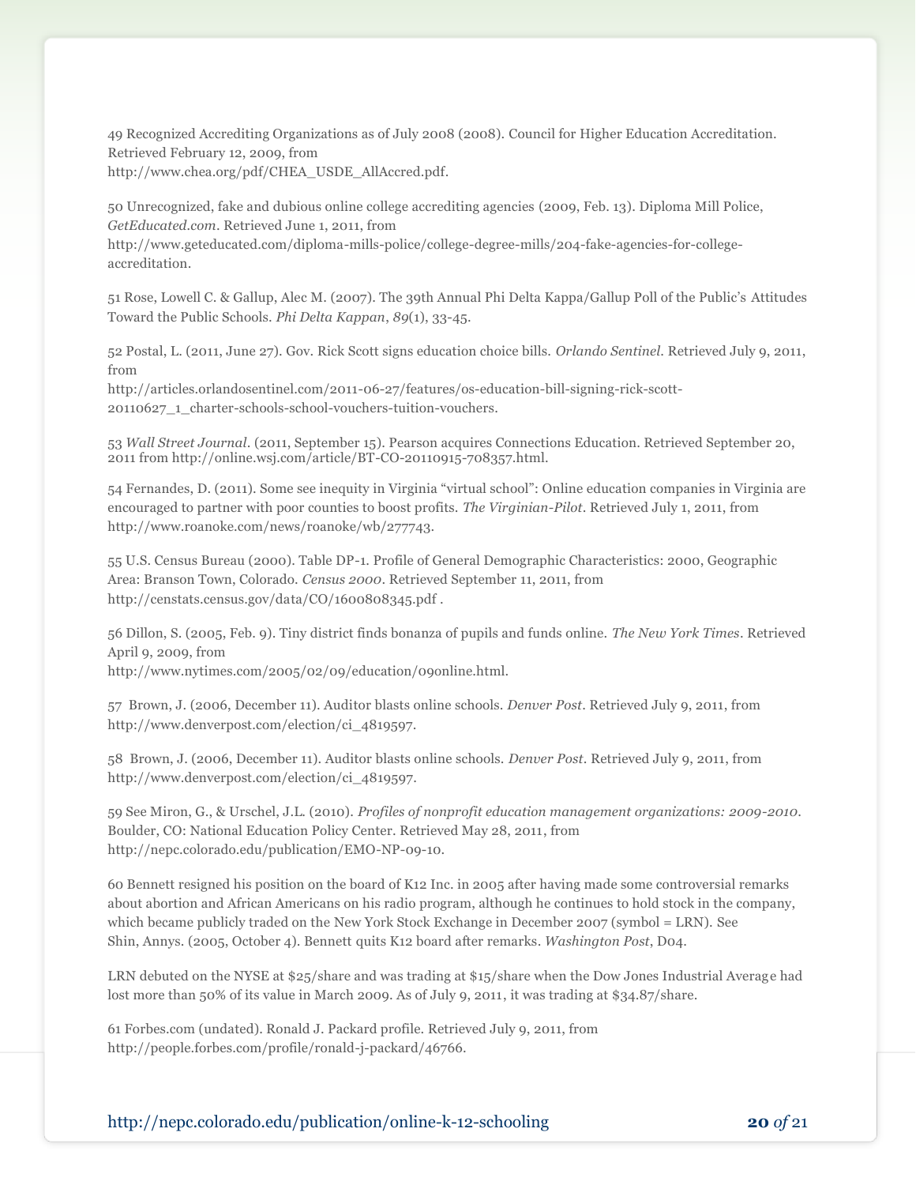49 Recognized Accrediting Organizations as of July 2008 (2008). Council for Higher Education Accreditation. Retrieved February 12, 2009, from http://www.chea.org/pdf/CHEA_USDE_AllAccred.pdf.

50 Unrecognized, fake and dubious online college accrediting agencies (2009, Feb. 13). Diploma Mill Police, *GetEducated.com*. Retrieved June 1, 2011, from http://www.geteducated.com/diploma-mills-police/college-degree-mills/204-fake-agencies-for-college-accreditation.

51 Rose, Lowell C. & Gallup, Alec M. (2007). The 39th Annual Phi Delta Kappa/Gallup Poll of the Public's Attitudes Toward the Public Schools. *Phi Delta Kappan*, *89*(1), 33-45.

52 Postal, L. (2011, June 27). Gov. Rick Scott signs education choice bills. *Orlando Sentinel*. Retrieved July 9, 2011, from http://articles.orlandosentinel.com/2011-06-27/features/os-education-bill-signing-rick-scott-20110627_1_charter-schools-school-vouchers-tuition-vouchers.

53 *Wall Street Journal*. (2011, September 15). Pearson acquires Connections Education. Retrieved September 20, 2011 from http://online.wsj.com/article/BT-CO-20110915-708357.html.

54 Fernandes, D. (2011). Some see inequity in Virginia "virtual school": Online education companies in Virginia are encouraged to partner with poor counties to boost profits. *The Virginian-Pilot*. Retrieved July 1, 2011, from http://www.roanoke.com/news/roanoke/wb/277743.

55 U.S. Census Bureau (2000). Table DP-1. Profile of General Demographic Characteristics: 2000, Geographic Area: Branson Town, Colorado. *Census 2000*. Retrieved September 11, 2011, from http://censtats.census.gov/data/CO/1600808345.pdf .

56 Dillon, S. (2005, Feb. 9). Tiny district finds bonanza of pupils and funds online. *The New York Times*. Retrieved April 9, 2009, from http://www.nytimes.com/2005/02/09/education/09online.html.

57 Brown, J. (2006, December 11). Auditor blasts online schools. *Denver Post*. Retrieved July 9, 2011, from http://www.denverpost.com/election/ci_4819597.

58 Brown, J. (2006, December 11). Auditor blasts online schools. *Denver Post*. Retrieved July 9, 2011, from http://www.denverpost.com/election/ci_4819597.

59 See Miron, G., & Urschel, J.L. (2010). *Profiles of nonprofit education management organizations: 2009-2010*. Boulder, CO: National Education Policy Center. Retrieved May 28, 2011, from http://nepc.colorado.edu/publication/EMO-NP-09-10.

60 Bennett resigned his position on the board of K12 Inc. in 2005 after having made some controversial remarks about abortion and African Americans on his radio program, although he continues to hold stock in the company, which became publicly traded on the New York Stock Exchange in December 2007 (symbol = LRN). See Shin, Annys. (2005, October 4). Bennett quits K12 board after remarks. *Washington Post*, D04.

LRN debuted on the NYSE at $25/share and was trading at $15/share when the Dow Jones Industrial Average had lost more than 50% of its value in March 2009. As of July 9, 2011, it was trading at $34.87/share.

61 Forbes.com (undated). Ronald J. Packard profile. Retrieved July 9, 2011, from http://people.forbes.com/profile/ronald-j-packard/46766.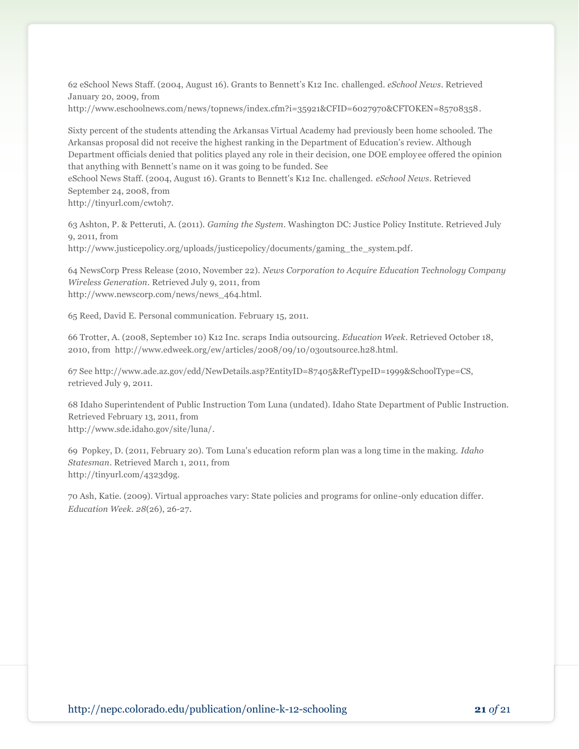62 eSchool News Staff. (2004, August 16). Grants to Bennett's K12 Inc. challenged. *eSchool News*. Retrieved January 20, 2009, from http://www.eschoolnews.com/news/topnews/index.cfm?i=35921&CFID=6027970&CFTOKEN=85708358.

Sixty percent of the students attending the Arkansas Virtual Academy had previously been home schooled. The Arkansas proposal did not receive the highest ranking in the Department of Education's review. Although Department officials denied that politics played any role in their decision, one DOE employee offered the opinion that anything with Bennett's name on it was going to be funded. See eSchool News Staff. (2004, August 16). Grants to Bennett's K12 Inc. challenged. *eSchool News*. Retrieved September 24, 2008, from http://tinyurl.com/cwtoh7.

63 Ashton, P. & Petteruti, A. (2011). *Gaming the System*. Washington DC: Justice Policy Institute. Retrieved July 9, 2011, from http://www.justicepolicy.org/uploads/justicepolicy/documents/gaming_the_system.pdf.

64 NewsCorp Press Release (2010, November 22). *News Corporation to Acquire Education Technology Company Wireless Generation*. Retrieved July 9, 2011, from http://www.newscorp.com/news/news_464.html.

65 Reed, David E. Personal communication. February 15, 2011.

66 Trotter, A. (2008, September 10) K12 Inc. scraps India outsourcing. *Education Week*. Retrieved October 18, 2010, from http://www.edweek.org/ew/articles/2008/09/10/03outsource.h28.html.

67 See http://www.ade.az.gov/edd/NewDetails.asp?EntityID=87405&RefTypeID=1999&SchoolType=CS, retrieved July 9, 2011.

68 Idaho Superintendent of Public Instruction Tom Luna (undated). Idaho State Department of Public Instruction. Retrieved February 13, 2011, from http://www.sde.idaho.gov/site/luna/.

69 Popkey, D. (2011, February 20). Tom Luna's education reform plan was a long time in the making. *Idaho Statesman*. Retrieved March 1, 2011, from http://tinyurl.com/4323d9g.

70 Ash, Katie. (2009). Virtual approaches vary: State policies and programs for online-only education differ. *Education Week*. *28*(26), 26-27.